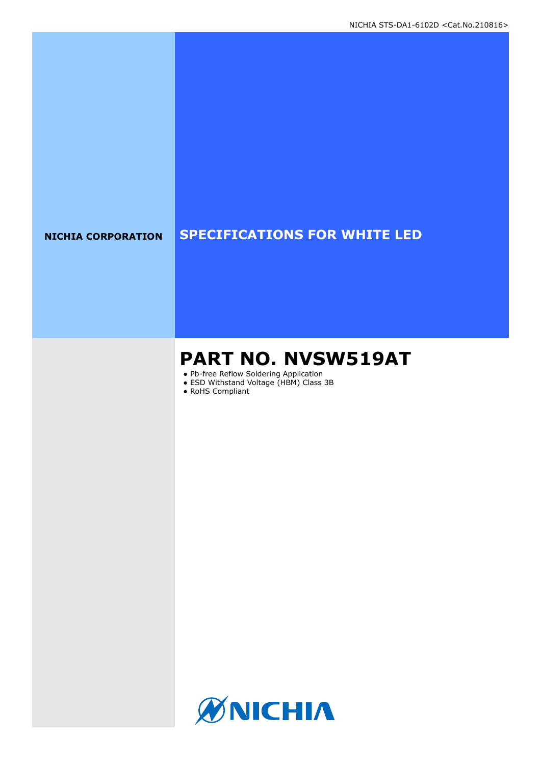NICHIA STS-DA1-6102D <Cat.No.210816>

**NICHIA CORPORATION**

# SPECIFICATIONS FOR WHITE LED

# PART NO. NVSW519AT

- Pb-free Reflow Soldering Application
- ESD Withstand Voltage (HBM) Class 3B
- RoHS Compliant

NICHIA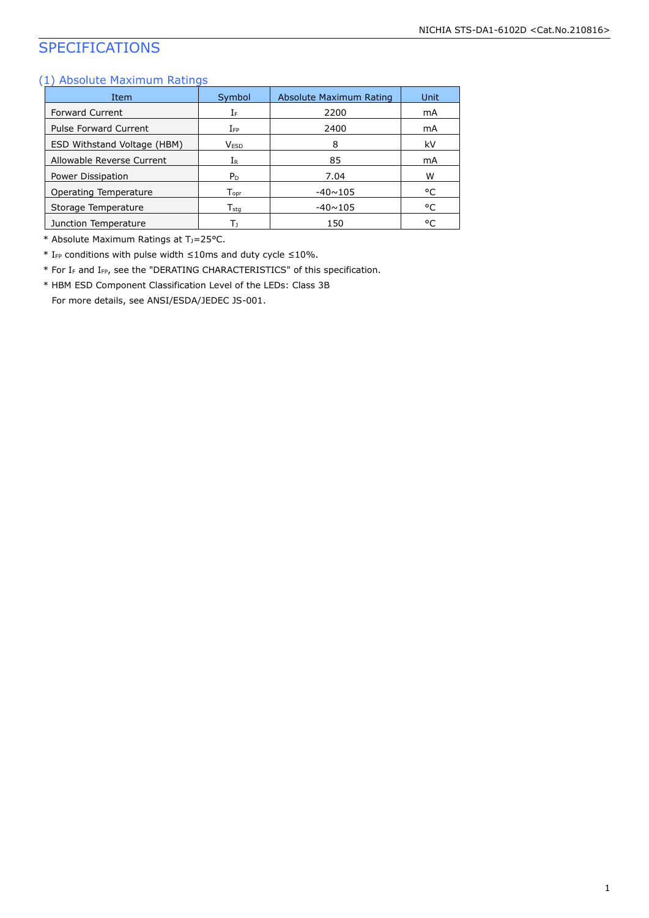# SPECIFICATIONS

## (1) Absolute Maximum Ratings

| Item | Symbol | Absolute Maximum Rating | Unit |
|---|---|---|---|
| Forward Current | $I_F$ | 2200 | mA |
| Pulse Forward Current | $I_{FP}$ | 2400 | mA |
| ESD Withstand Voltage (HBM) | $V_{ESD}$ | 8 | kV |
| Allowable Reverse Current | $I_R$ | 85 | mA |
| Power Dissipation | $P_D$ | 7.04 | W |
| Operating Temperature | $T_{opr}$ | -40~105 | °C |
| Storage Temperature | $T_{stg}$ | -40~105 | °C |
| Junction Temperature | $T_J$ | 150 | °C |

* Absolute Maximum Ratings at $T_J$=25°C.
* $I_{FP}$ conditions with pulse width ≤10ms and duty cycle ≤10%.
* For $I_F$ and $I_{FP}$, see the "DERATING CHARACTERISTICS" of this specification.
* HBM ESD Component Classification Level of the LEDs: Class 3B
  For more details, see ANSI/ESDA/JEDEC JS-001.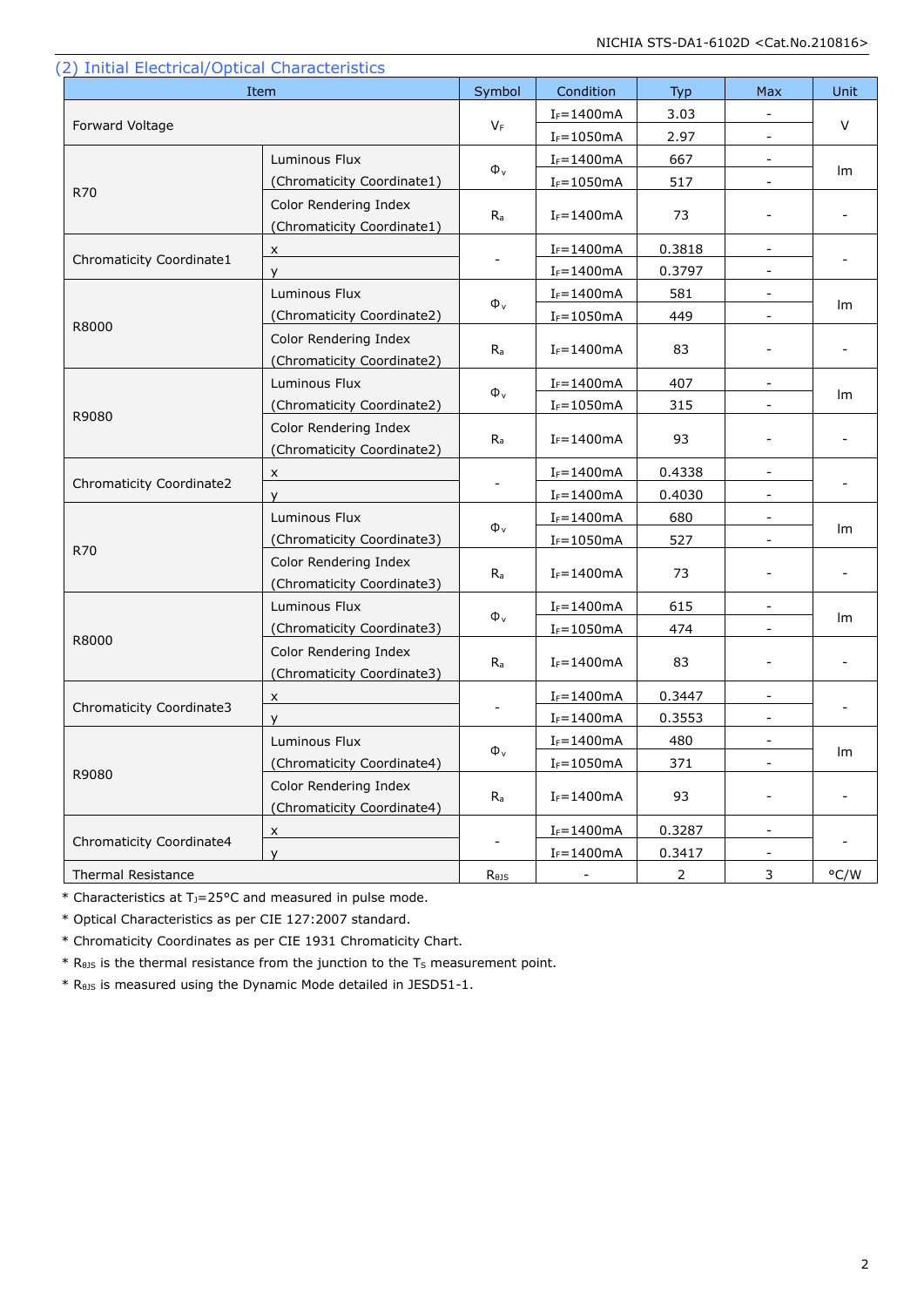## (2) Initial Electrical/Optical Characteristics

| Item | | Symbol | Condition | Typ | Max | Unit |
|---|---|---|---|---|---|---|
| Forward Voltage | | $V_F$ | $I_F$=1400mA | 3.03 | - | V |
| | | | $I_F$=1050mA | 2.97 | - | |
| R70 | Luminous Flux (Chromaticity Coordinate1) | $\Phi_v$ | $I_F$=1400mA | 667 | - | lm |
| | | | $I_F$=1050mA | 517 | - | |
| | Color Rendering Index (Chromaticity Coordinate1) | $R_a$ | $I_F$=1400mA | 73 | - | - |
| Chromaticity Coordinate1 | x | - | $I_F$=1400mA | 0.3818 | - | - |
| | y | | $I_F$=1400mA | 0.3797 | - | |
| R8000 | Luminous Flux (Chromaticity Coordinate2) | $\Phi_v$ | $I_F$=1400mA | 581 | - | lm |
| | | | $I_F$=1050mA | 449 | - | |
| | Color Rendering Index (Chromaticity Coordinate2) | $R_a$ | $I_F$=1400mA | 83 | - | - |
| R9080 | Luminous Flux (Chromaticity Coordinate2) | $\Phi_v$ | $I_F$=1400mA | 407 | - | lm |
| | | | $I_F$=1050mA | 315 | - | |
| | Color Rendering Index (Chromaticity Coordinate2) | $R_a$ | $I_F$=1400mA | 93 | - | - |
| Chromaticity Coordinate2 | x | - | $I_F$=1400mA | 0.4338 | - | - |
| | y | | $I_F$=1400mA | 0.4030 | - | |
| R70 | Luminous Flux (Chromaticity Coordinate3) | $\Phi_v$ | $I_F$=1400mA | 680 | - | lm |
| | | | $I_F$=1050mA | 527 | - | |
| | Color Rendering Index (Chromaticity Coordinate3) | $R_a$ | $I_F$=1400mA | 73 | - | - |
| R8000 | Luminous Flux (Chromaticity Coordinate3) | $\Phi_v$ | $I_F$=1400mA | 615 | - | lm |
| | | | $I_F$=1050mA | 474 | - | |
| | Color Rendering Index (Chromaticity Coordinate3) | $R_a$ | $I_F$=1400mA | 83 | - | - |
| Chromaticity Coordinate3 | x | - | $I_F$=1400mA | 0.3447 | - | - |
| | y | | $I_F$=1400mA | 0.3553 | - | |
| R9080 | Luminous Flux (Chromaticity Coordinate4) | $\Phi_v$ | $I_F$=1400mA | 480 | - | lm |
| | | | $I_F$=1050mA | 371 | - | |
| | Color Rendering Index (Chromaticity Coordinate4) | $R_a$ | $I_F$=1400mA | 93 | - | - |
| Chromaticity Coordinate4 | x | - | $I_F$=1400mA | 0.3287 | - | - |
| | y | | $I_F$=1400mA | 0.3417 | - | |
| Thermal Resistance | | $R_{\theta JS}$ | - | 2 | 3 | °C/W |

\* Characteristics at $T_J$=25°C and measured in pulse mode.

\* Optical Characteristics as per CIE 127:2007 standard.

\* Chromaticity Coordinates as per CIE 1931 Chromaticity Chart.

\* $R_{\theta JS}$ is the thermal resistance from the junction to the $T_S$ measurement point.

\* $R_{\theta JS}$ is measured using the Dynamic Mode detailed in JESD51-1.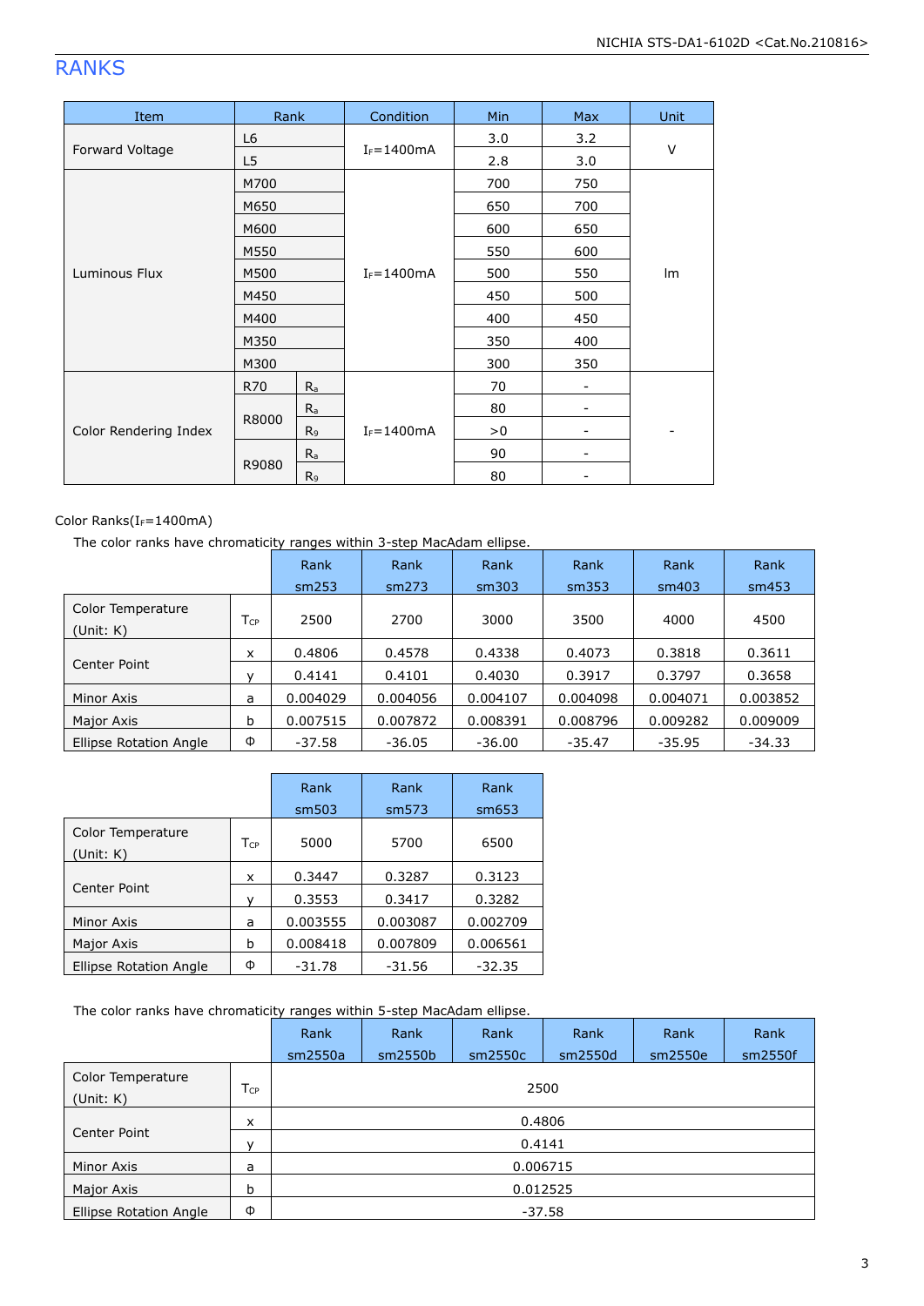## RANKS

| Item | Rank | | Condition | Min | Max | Unit |
|---|---|---|---|---|---|---|
| Forward Voltage | L6 | | $I_F$=1400mA | 3.0 | 3.2 | V |
| | L5 | | | 2.8 | 3.0 | |
| Luminous Flux | M700 | | $I_F$=1400mA | 700 | 750 | lm |
| | M650 | | | 650 | 700 | |
| | M600 | | | 600 | 650 | |
| | M550 | | | 550 | 600 | |
| | M500 | | | 500 | 550 | |
| | M450 | | | 450 | 500 | |
| | M400 | | | 400 | 450 | |
| | M350 | | | 350 | 400 | |
| | M300 | | | 300 | 350 | |
| Color Rendering Index | R70 | $R_a$ | $I_F$=1400mA | 70 | - | - |
| | R8000 | $R_a$ | | 80 | - | |
| | | $R_9$ | | >0 | - | |
| | R9080 | $R_a$ | | 90 | - | |
| | | $R_9$ | | 80 | - | |

Color Ranks($I_F$=1400mA)

The color ranks have chromaticity ranges within 3-step MacAdam ellipse.

| | | Rank sm253 | Rank sm273 | Rank sm303 | Rank sm353 | Rank sm403 | Rank sm453 |
|---|---|---|---|---|---|---|---|
| Color Temperature (Unit: K) | $T_{CP}$ | 2500 | 2700 | 3000 | 3500 | 4000 | 4500 |
| Center Point | x | 0.4806 | 0.4578 | 0.4338 | 0.4073 | 0.3818 | 0.3611 |
| | y | 0.4141 | 0.4101 | 0.4030 | 0.3917 | 0.3797 | 0.3658 |
| Minor Axis | a | 0.004029 | 0.004056 | 0.004107 | 0.004098 | 0.004071 | 0.003852 |
| Major Axis | b | 0.007515 | 0.007872 | 0.008391 | 0.008796 | 0.009282 | 0.009009 |
| Ellipse Rotation Angle | Φ | -37.58 | -36.05 | -36.00 | -35.47 | -35.95 | -34.33 |

| | | Rank sm503 | Rank sm573 | Rank sm653 |
|---|---|---|---|---|
| Color Temperature (Unit: K) | $T_{CP}$ | 5000 | 5700 | 6500 |
| Center Point | x | 0.3447 | 0.3287 | 0.3123 |
| | y | 0.3553 | 0.3417 | 0.3282 |
| Minor Axis | a | 0.003555 | 0.003087 | 0.002709 |
| Major Axis | b | 0.008418 | 0.007809 | 0.006561 |
| Ellipse Rotation Angle | Φ | -31.78 | -31.56 | -32.35 |

The color ranks have chromaticity ranges within 5-step MacAdam ellipse.

| | | Rank sm2550a | Rank sm2550b | Rank sm2550c | Rank sm2550d | Rank sm2550e | Rank sm2550f |
|---|---|---|---|---|---|---|---|
| Color Temperature (Unit: K) | $T_{CP}$ | 2500 | | | | | |
| Center Point | x | 0.4806 | | | | | |
| | y | 0.4141 | | | | | |
| Minor Axis | a | 0.006715 | | | | | |
| Major Axis | b | 0.012525 | | | | | |
| Ellipse Rotation Angle | Φ | -37.58 | | | | | |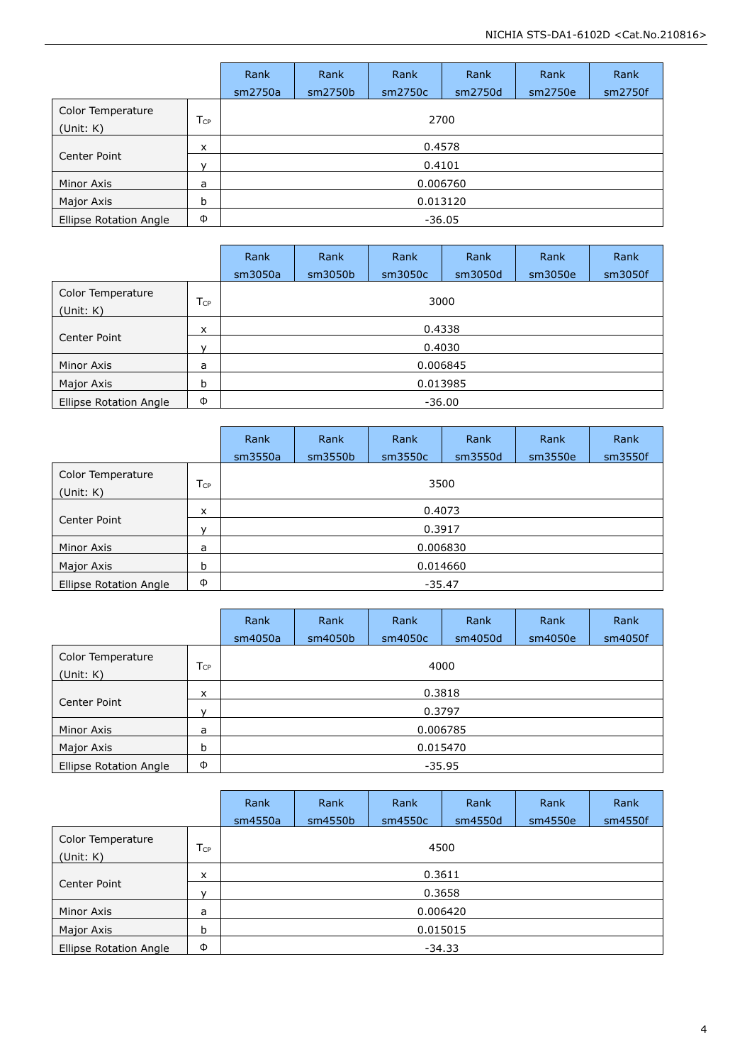| | | Rank sm2750a | Rank sm2750b | Rank sm2750c | Rank sm2750d | Rank sm2750e | Rank sm2750f |
|---|---|---|---|---|---|---|---|
| Color Temperature (Unit: K) | $T_{CP}$ | 2700 | | | | | |
| Center Point | x | 0.4578 | | | | | |
| | y | 0.4101 | | | | | |
| Minor Axis | a | 0.006760 | | | | | |
| Major Axis | b | 0.013120 | | | | | |
| Ellipse Rotation Angle | Φ | -36.05 | | | | | |

| | | Rank sm3050a | Rank sm3050b | Rank sm3050c | Rank sm3050d | Rank sm3050e | Rank sm3050f |
|---|---|---|---|---|---|---|---|
| Color Temperature (Unit: K) | $T_{CP}$ | 3000 | | | | | |
| Center Point | x | 0.4338 | | | | | |
| | y | 0.4030 | | | | | |
| Minor Axis | a | 0.006845 | | | | | |
| Major Axis | b | 0.013985 | | | | | |
| Ellipse Rotation Angle | Φ | -36.00 | | | | | |

| | | Rank sm3550a | Rank sm3550b | Rank sm3550c | Rank sm3550d | Rank sm3550e | Rank sm3550f |
|---|---|---|---|---|---|---|---|
| Color Temperature (Unit: K) | $T_{CP}$ | 3500 | | | | | |
| Center Point | x | 0.4073 | | | | | |
| | y | 0.3917 | | | | | |
| Minor Axis | a | 0.006830 | | | | | |
| Major Axis | b | 0.014660 | | | | | |
| Ellipse Rotation Angle | Φ | -35.47 | | | | | |

| | | Rank sm4050a | Rank sm4050b | Rank sm4050c | Rank sm4050d | Rank sm4050e | Rank sm4050f |
|---|---|---|---|---|---|---|---|
| Color Temperature (Unit: K) | $T_{CP}$ | 4000 | | | | | |
| Center Point | x | 0.3818 | | | | | |
| | y | 0.3797 | | | | | |
| Minor Axis | a | 0.006785 | | | | | |
| Major Axis | b | 0.015470 | | | | | |
| Ellipse Rotation Angle | Φ | -35.95 | | | | | |

| | | Rank sm4550a | Rank sm4550b | Rank sm4550c | Rank sm4550d | Rank sm4550e | Rank sm4550f |
|---|---|---|---|---|---|---|---|
| Color Temperature (Unit: K) | $T_{CP}$ | 4500 | | | | | |
| Center Point | x | 0.3611 | | | | | |
| | y | 0.3658 | | | | | |
| Minor Axis | a | 0.006420 | | | | | |
| Major Axis | b | 0.015015 | | | | | |
| Ellipse Rotation Angle | Φ | -34.33 | | | | | |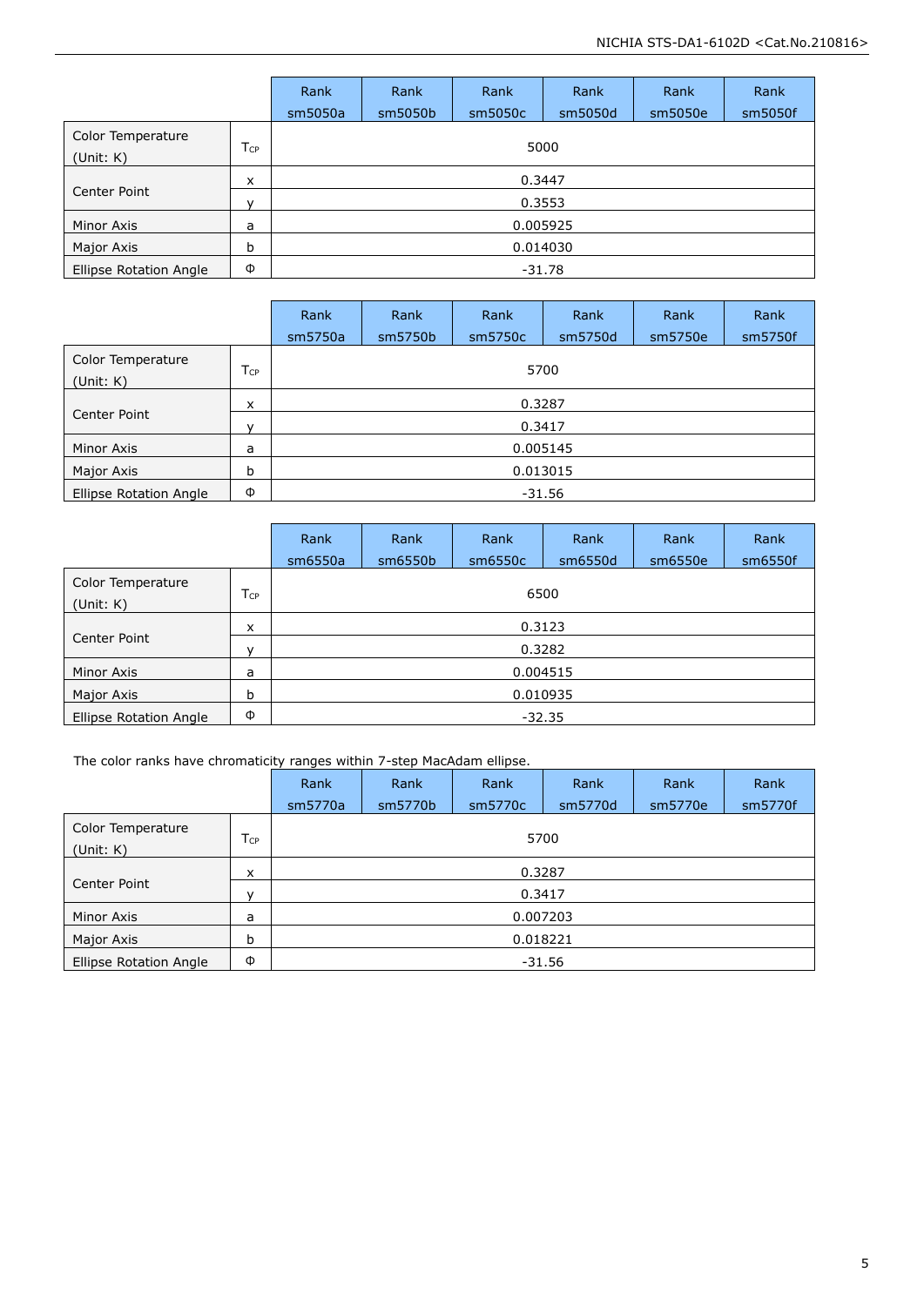| | | Rank sm5050a | Rank sm5050b | Rank sm5050c | Rank sm5050d | Rank sm5050e | Rank sm5050f |
|---|---|---|---|---|---|---|---|
| Color Temperature (Unit: K) | $T_{CP}$ | 5000 | | | | | |
| Center Point | x | 0.3447 | | | | | |
| | y | 0.3553 | | | | | |
| Minor Axis | a | 0.005925 | | | | | |
| Major Axis | b | 0.014030 | | | | | |
| Ellipse Rotation Angle | Φ | -31.78 | | | | | |

| | | Rank sm5750a | Rank sm5750b | Rank sm5750c | Rank sm5750d | Rank sm5750e | Rank sm5750f |
|---|---|---|---|---|---|---|---|
| Color Temperature (Unit: K) | $T_{CP}$ | 5700 | | | | | |
| Center Point | x | 0.3287 | | | | | |
| | y | 0.3417 | | | | | |
| Minor Axis | a | 0.005145 | | | | | |
| Major Axis | b | 0.013015 | | | | | |
| Ellipse Rotation Angle | Φ | -31.56 | | | | | |

| | | Rank sm6550a | Rank sm6550b | Rank sm6550c | Rank sm6550d | Rank sm6550e | Rank sm6550f |
|---|---|---|---|---|---|---|---|
| Color Temperature (Unit: K) | $T_{CP}$ | 6500 | | | | | |
| Center Point | x | 0.3123 | | | | | |
| | y | 0.3282 | | | | | |
| Minor Axis | a | 0.004515 | | | | | |
| Major Axis | b | 0.010935 | | | | | |
| Ellipse Rotation Angle | Φ | -32.35 | | | | | |

The color ranks have chromaticity ranges within 7-step MacAdam ellipse.

| | | Rank sm5770a | Rank sm5770b | Rank sm5770c | Rank sm5770d | Rank sm5770e | Rank sm5770f |
|---|---|---|---|---|---|---|---|
| Color Temperature (Unit: K) | $T_{CP}$ | 5700 | | | | | |
| Center Point | x | 0.3287 | | | | | |
| | y | 0.3417 | | | | | |
| Minor Axis | a | 0.007203 | | | | | |
| Major Axis | b | 0.018221 | | | | | |
| Ellipse Rotation Angle | Φ | -31.56 | | | | | |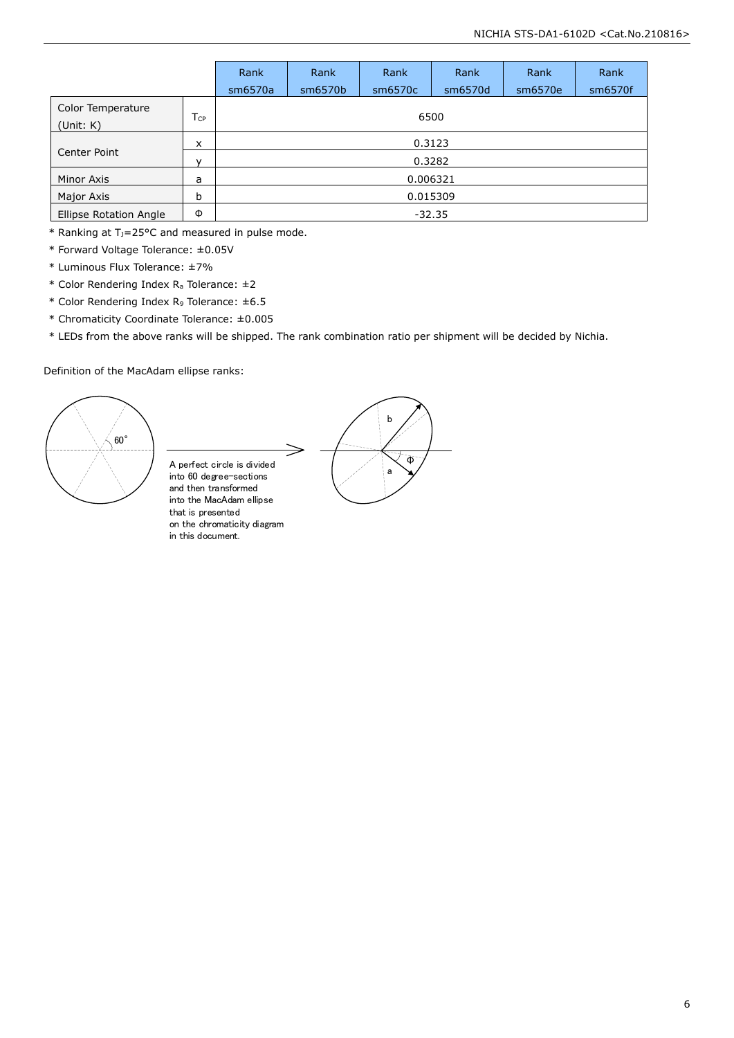| | | Rank sm6570a | Rank sm6570b | Rank sm6570c | Rank sm6570d | Rank sm6570e | Rank sm6570f |
|---|---|---|---|---|---|---|---|
| Color Temperature (Unit: K) | $T_{CP}$ | 6500 | | | | | |
| Center Point | x | 0.3123 | | | | | |
| | y | 0.3282 | | | | | |
| Minor Axis | a | 0.006321 | | | | | |
| Major Axis | b | 0.015309 | | | | | |
| Ellipse Rotation Angle | Φ | -32.35 | | | | | |

* Ranking at $T_J$=25°C and measured in pulse mode.
* Forward Voltage Tolerance: ±0.05V
* Luminous Flux Tolerance: ±7%
* Color Rendering Index $R_a$ Tolerance: ±2
* Color Rendering Index $R_9$ Tolerance: ±6.5
* Chromaticity Coordinate Tolerance: ±0.005
* LEDs from the above ranks will be shipped. The rank combination ratio per shipment will be decided by Nichia.

Definition of the MacAdam ellipse ranks:

60°

A perfect circle is divided into 60 degree-sections and then transformed into the MacAdam ellipse that is presented on the chromaticity diagram in this document.

b

a

Φ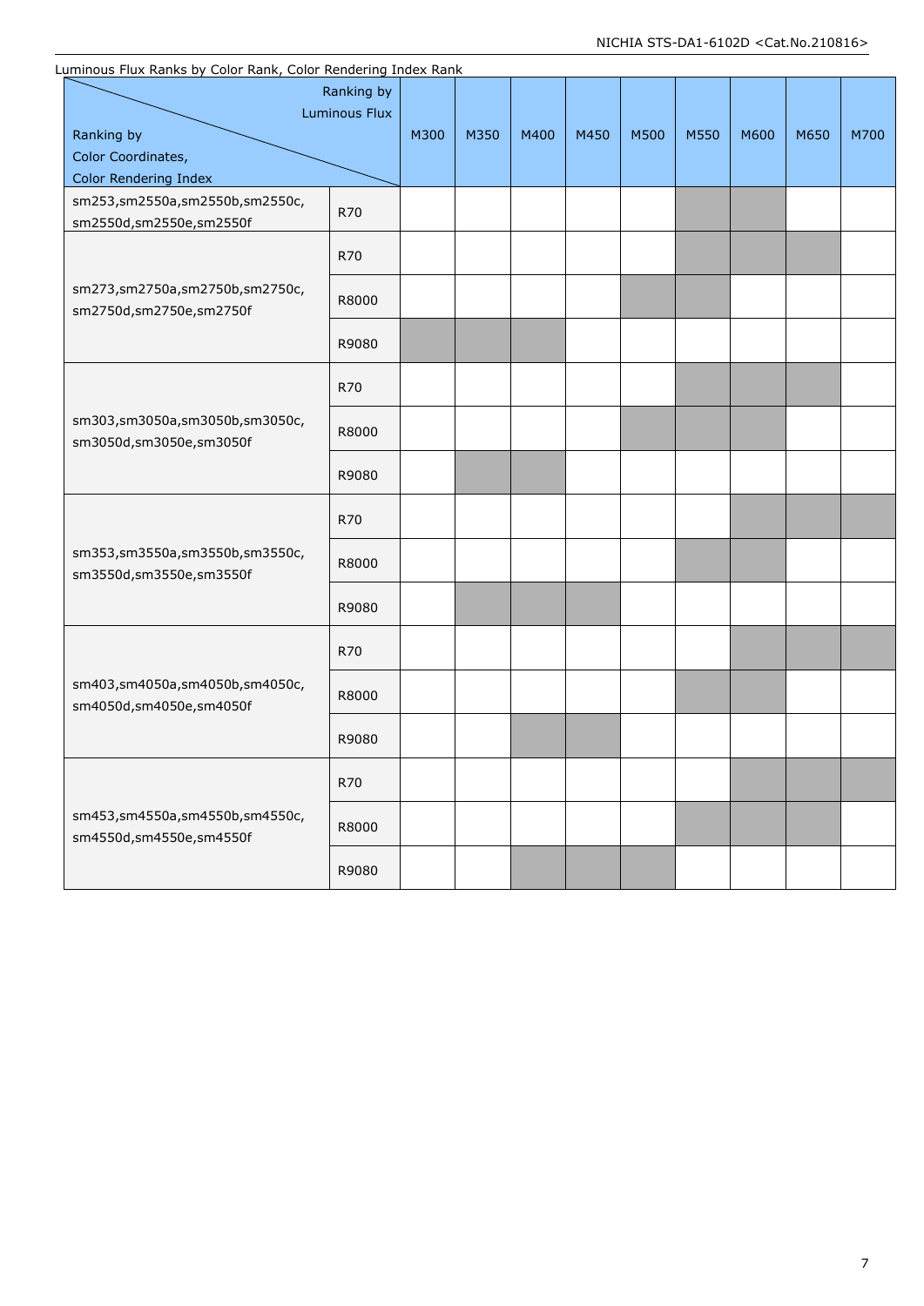Luminous Flux Ranks by Color Rank, Color Rendering Index Rank

| Ranking by Color Coordinates, Color Rendering Index \ Ranking by Luminous Flux | | M300 | M350 | M400 | M450 | M500 | M550 | M600 | M650 | M700 |
|---|---|---|---|---|---|---|---|---|---|---|
| sm253,sm2550a,sm2550b,sm2550c, sm2550d,sm2550e,sm2550f | R70 | | | | | | ■ | ■ | | |
| sm273,sm2750a,sm2750b,sm2750c, sm2750d,sm2750e,sm2750f | R70 | | | | | | ■ | ■ | ■ | |
| | R8000 | | | | | ■ | ■ | | | |
| | R9080 | ■ | ■ | ■ | | | | | | |
| sm303,sm3050a,sm3050b,sm3050c, sm3050d,sm3050e,sm3050f | R70 | | | | | | ■ | ■ | ■ | |
| | R8000 | | | | | ■ | ■ | ■ | | |
| | R9080 | | ■ | ■ | | | | | | |
| sm353,sm3550a,sm3550b,sm3550c, sm3550d,sm3550e,sm3550f | R70 | | | | | | | ■ | ■ | ■ |
| | R8000 | | | | | | ■ | ■ | | |
| | R9080 | | ■ | ■ | ■ | | | | | |
| sm403,sm4050a,sm4050b,sm4050c, sm4050d,sm4050e,sm4050f | R70 | | | | | | | ■ | ■ | ■ |
| | R8000 | | | | | | ■ | ■ | | |
| | R9080 | | | ■ | ■ | | | | | |
| sm453,sm4550a,sm4550b,sm4550c, sm4550d,sm4550e,sm4550f | R70 | | | | | | | ■ | ■ | ■ |
| | R8000 | | | | | | ■ | ■ | ■ | |
| | R9080 | | | ■ | ■ | ■ | | | | |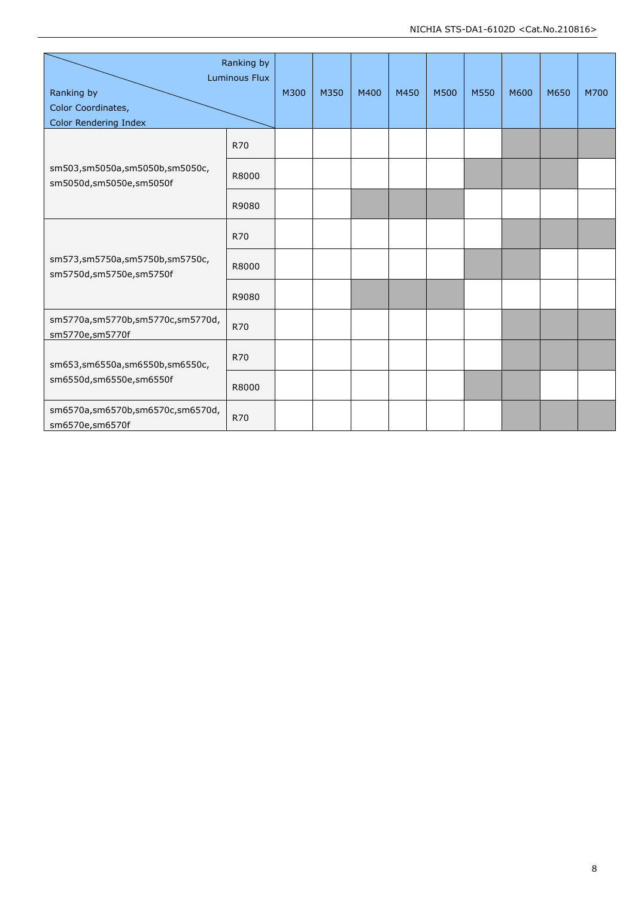| Ranking by Color Coordinates, Color Rendering Index \ Ranking by Luminous Flux | | M300 | M350 | M400 | M450 | M500 | M550 | M600 | M650 | M700 |
|---|---|---|---|---|---|---|---|---|---|---|
| sm503,sm5050a,sm5050b,sm5050c, sm5050d,sm5050e,sm5050f | R70 | | | | | | | ■ | ■ | ■ |
| | R8000 | | | | | | ■ | ■ | ■ | |
| | R9080 | | | ■ | ■ | ■ | | | | |
| sm573,sm5750a,sm5750b,sm5750c, sm5750d,sm5750e,sm5750f | R70 | | | | | | | ■ | ■ | ■ |
| | R8000 | | | | | | ■ | ■ | | |
| | R9080 | | | ■ | ■ | ■ | | | | |
| sm5770a,sm5770b,sm5770c,sm5770d, sm5770e,sm5770f | R70 | | | | | | | ■ | ■ | ■ |
| sm653,sm6550a,sm6550b,sm6550c, sm6550d,sm6550e,sm6550f | R70 | | | | | | | ■ | ■ | ■ |
| | R8000 | | | | | | ■ | ■ | | |
| sm6570a,sm6570b,sm6570c,sm6570d, sm6570e,sm6570f | R70 | | | | | | | ■ | ■ | ■ |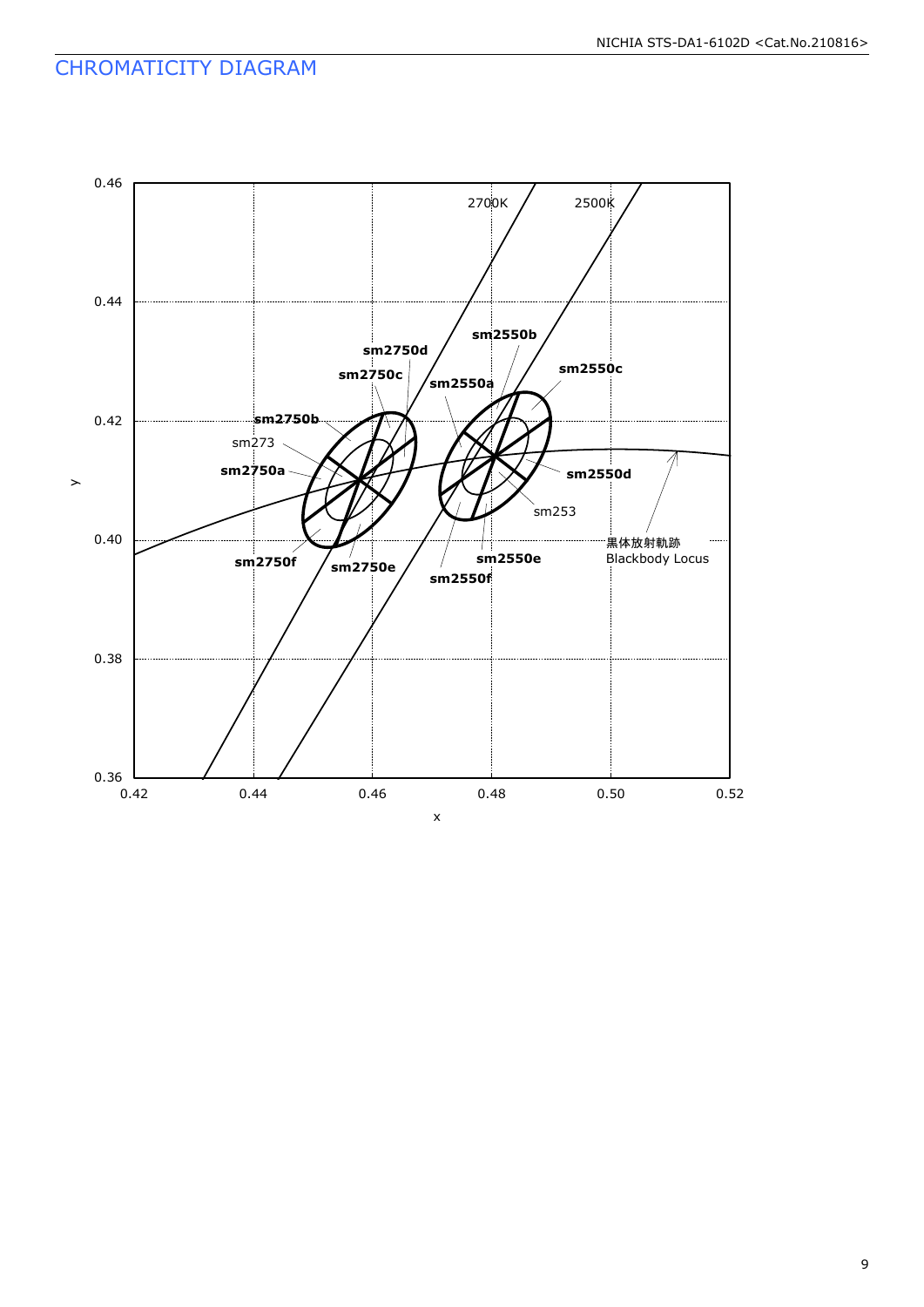## CHROMATICITY DIAGRAM

0.46
0.44
0.42
0.40
0.38
0.36

0.42 0.44 0.46 0.48 0.50 0.52

x

y

2700K
2500K

sm2750a
sm2750b
sm2750c
sm2750d
sm2750e
sm2750f
sm273

sm2550a
sm2550b
sm2550c
sm2550d
sm2550e
sm2550f
sm253

黒体放射軌跡
Blackbody Locus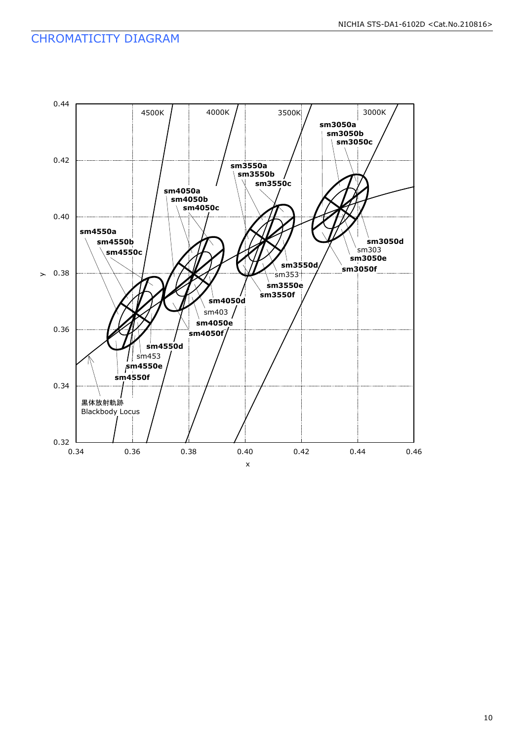## CHROMATICITY DIAGRAM

y

0.44
0.42
0.40
0.38
0.36
0.34
0.32

0.34 0.36 0.38 0.40 0.42 0.44 0.46

x

4500K 4000K 3500K 3000K

**sm3050a**
**sm3050b**
**sm3050c**
**sm3050d**
sm303
**sm3050e**
**sm3050f**

**sm3550a**
**sm3550b**
**sm3550c**
**sm3550d**
sm353
**sm3550e**
**sm3550f**

**sm4050a**
**sm4050b**
**sm4050c**
**sm4050d**
sm403
**sm4050e**
**sm4050f**

**sm4550a**
**sm4550b**
**sm4550c**
**sm4550d**
sm453
**sm4550e**
**sm4550f**

黒体放射軌跡
Blackbody Locus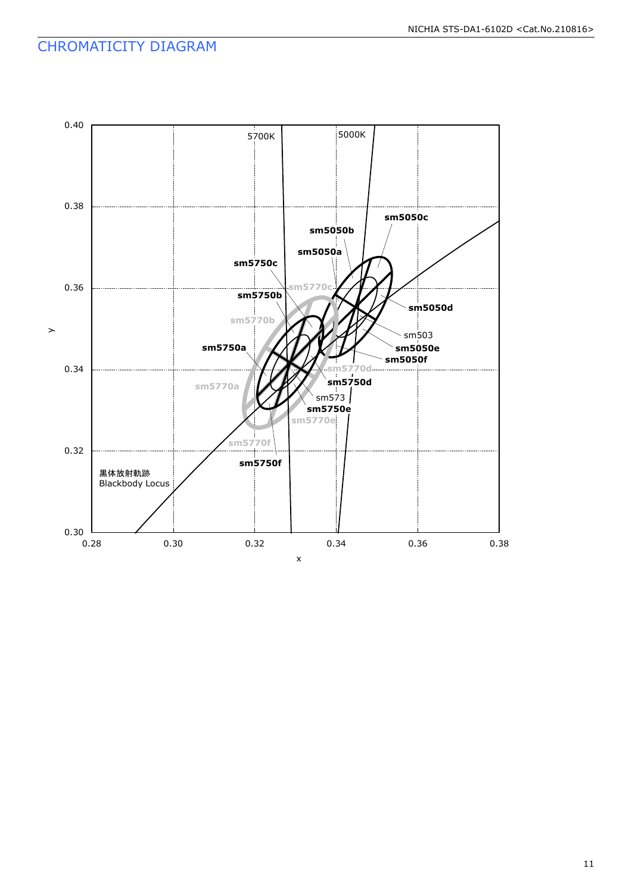## CHROMATICITY DIAGRAM

0.40
0.38
0.36
0.34
0.32
0.30

y

0.28 0.30 0.32 0.34 0.36 0.38

x

5700K
5000K

sm5050c
sm5050b
sm5050a
sm5750c
sm5770c
sm5750b
sm5050d
sm5770b
sm503
sm5750a
sm5050e
sm5050f
sm5770d
sm5750d
sm5770a
sm573
sm5750e
sm5770e
sm5770f
sm5750f

黒体放射軌跡
Blackbody Locus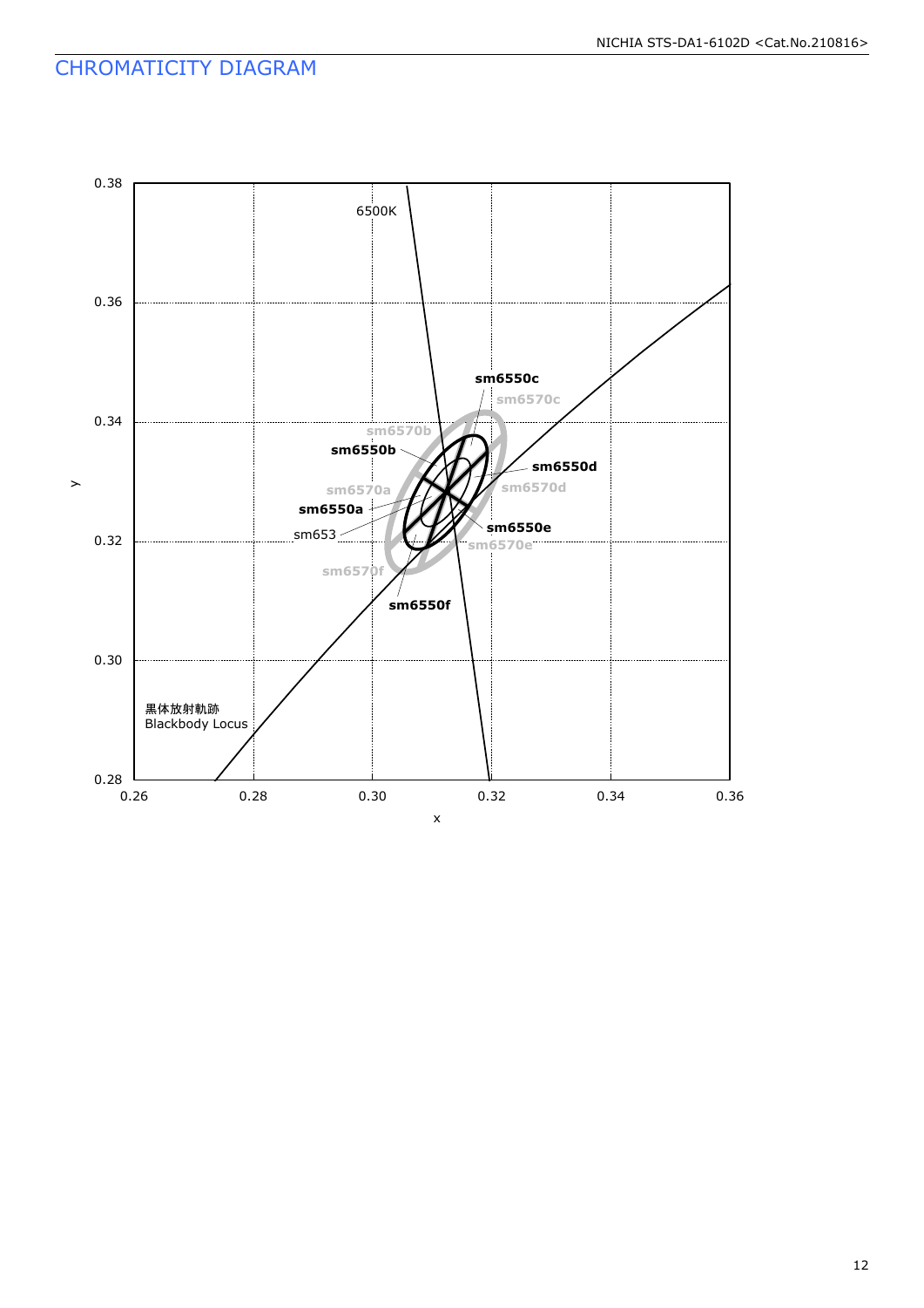## CHROMATICITY DIAGRAM

0.38

6500K

0.36

sm6550c

sm6570c

0.34

sm6570b

sm6550b

sm6550d

sm6570a

sm6570d

sm6550a

sm653

sm6550e

0.32

sm6570e

sm6570f

sm6550f

y

0.30

黒体放射軌跡
Blackbody Locus

0.28

0.26 0.28 0.30 0.32 0.34 0.36

x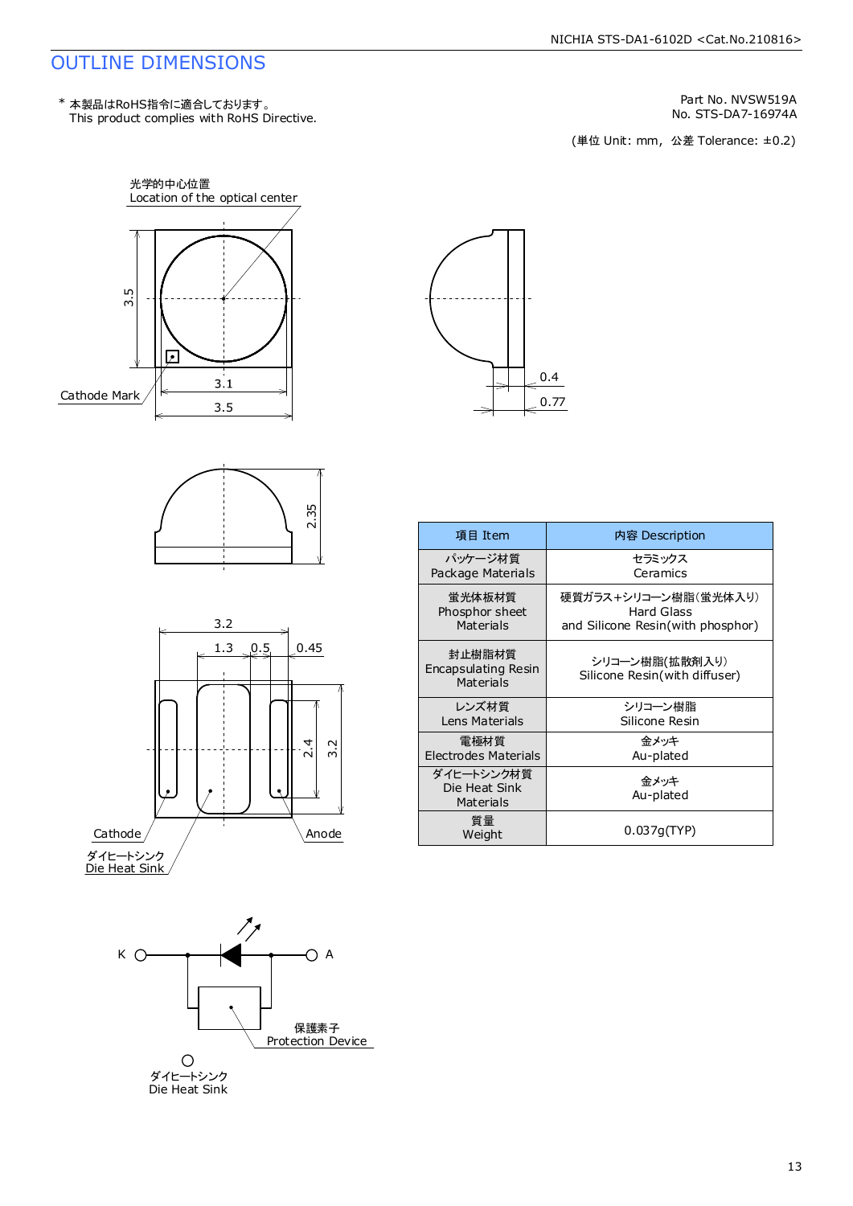# OUTLINE DIMENSIONS

\* 本製品はRoHS指令に適合しております。
This product complies with RoHS Directive.

Part No. NVSW519A
No. STS-DA7-16974A

(単位 Unit: mm, 公差 Tolerance: ±0.2)

光学的中心位置
Location of the optical center

Cathode Mark

3.5 3.1 3.5 0.4 0.77 2.35 3.2 1.3 0.5 0.45 2.4 3.2

Cathode Anode

ダイヒートシンク
Die Heat Sink

K A

保護素子
Protection Device

ダイヒートシンク
Die Heat Sink

| 項目 Item | 内容 Description |
|---|---|
| パッケージ材質 Package Materials | セラミックス Ceramics |
| 蛍光体板材質 Phosphor sheet Materials | 硬質ガラス+シリコーン樹脂(蛍光体入り) Hard Glass and Silicone Resin(with phosphor) |
| 封止樹脂材質 Encapsulating Resin Materials | シリコーン樹脂(拡散剤入り) Silicone Resin(with diffuser) |
| レンズ材質 Lens Materials | シリコーン樹脂 Silicone Resin |
| 電極材質 Electrodes Materials | 金メッキ Au-plated |
| ダイヒートシンク材質 Die Heat Sink Materials | 金メッキ Au-plated |
| 質量 Weight | 0.037g(TYP) |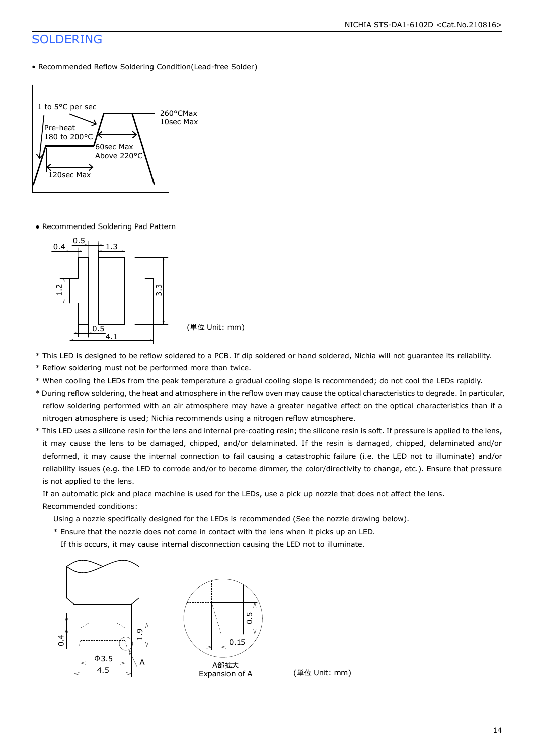## SOLDERING

- Recommended Reflow Soldering Condition(Lead-free Solder)

1 to 5°C per sec

Pre-heat
180 to 200°C

120sec Max

60sec Max
Above 220°C

260°CMax
10sec Max

- Recommended Soldering Pad Pattern

0.4　0.5　1.3　1.2　3.3　0.5　4.1

(単位 Unit: mm)

\* This LED is designed to be reflow soldered to a PCB. If dip soldered or hand soldered, Nichia will not guarantee its reliability.

\* Reflow soldering must not be performed more than twice.

\* When cooling the LEDs from the peak temperature a gradual cooling slope is recommended; do not cool the LEDs rapidly.

\* During reflow soldering, the heat and atmosphere in the reflow oven may cause the optical characteristics to degrade. In particular, reflow soldering performed with an air atmosphere may have a greater negative effect on the optical characteristics than if a nitrogen atmosphere is used; Nichia recommends using a nitrogen reflow atmosphere.

\* This LED uses a silicone resin for the lens and internal pre-coating resin; the silicone resin is soft. If pressure is applied to the lens, it may cause the lens to be damaged, chipped, and/or delaminated. If the resin is damaged, chipped, delaminated and/or deformed, it may cause the internal connection to fail causing a catastrophic failure (i.e. the LED not to illuminate) and/or reliability issues (e.g. the LED to corrode and/or to become dimmer, the color/directivity to change, etc.). Ensure that pressure is not applied to the lens.

If an automatic pick and place machine is used for the LEDs, use a pick up nozzle that does not affect the lens.

Recommended conditions:

Using a nozzle specifically designed for the LEDs is recommended (See the nozzle drawing below).

\* Ensure that the nozzle does not come in contact with the lens when it picks up an LED.
If this occurs, it may cause internal disconnection causing the LED not to illuminate.

0.4　1.9　Φ3.5　4.5　A

0.5　0.15

A部拡大
Expansion of A

(単位 Unit: mm)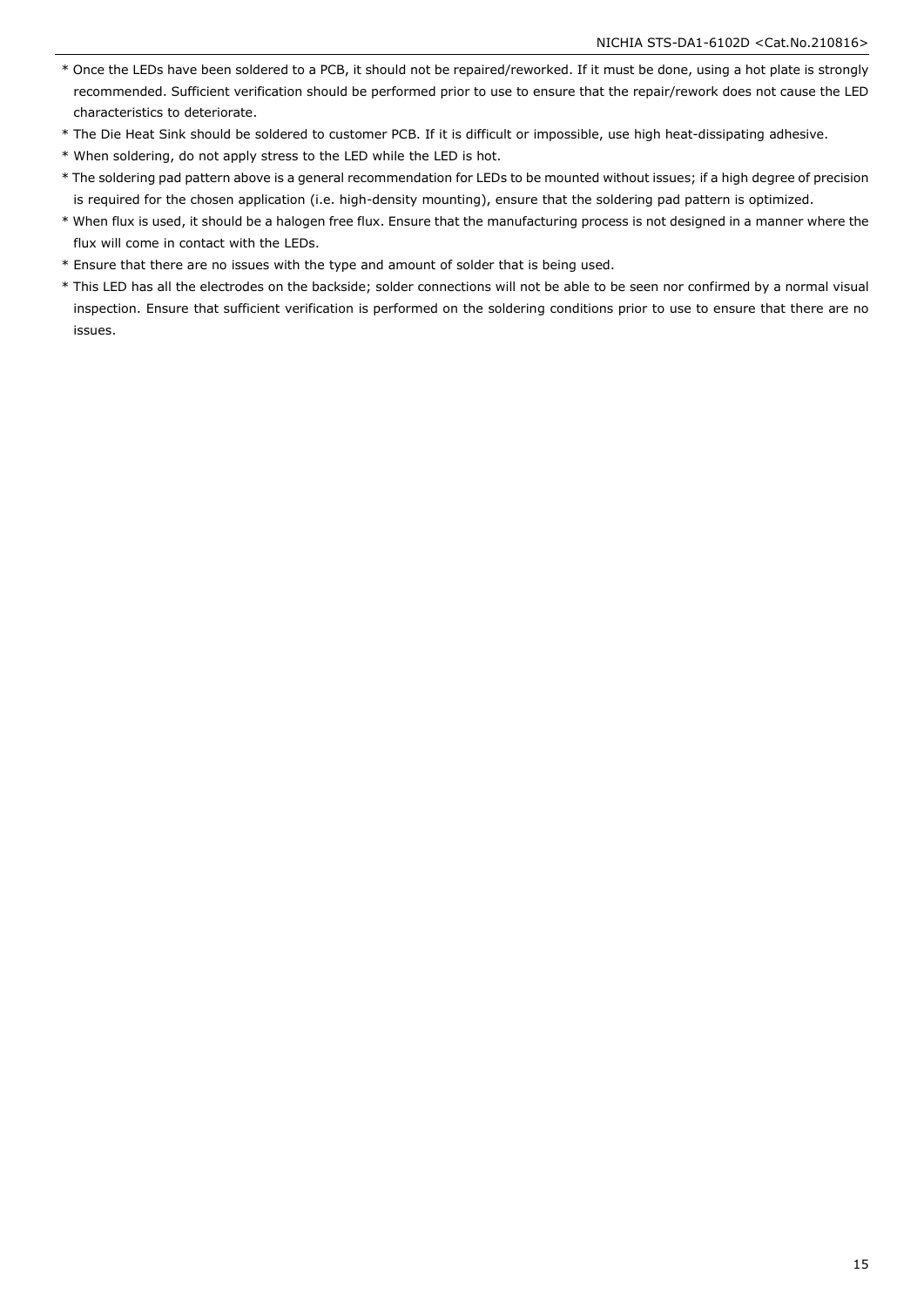* Once the LEDs have been soldered to a PCB, it should not be repaired/reworked. If it must be done, using a hot plate is strongly recommended. Sufficient verification should be performed prior to use to ensure that the repair/rework does not cause the LED characteristics to deteriorate.
* The Die Heat Sink should be soldered to customer PCB. If it is difficult or impossible, use high heat-dissipating adhesive.
* When soldering, do not apply stress to the LED while the LED is hot.
* The soldering pad pattern above is a general recommendation for LEDs to be mounted without issues; if a high degree of precision is required for the chosen application (i.e. high-density mounting), ensure that the soldering pad pattern is optimized.
* When flux is used, it should be a halogen free flux. Ensure that the manufacturing process is not designed in a manner where the flux will come in contact with the LEDs.
* Ensure that there are no issues with the type and amount of solder that is being used.
* This LED has all the electrodes on the backside; solder connections will not be able to be seen nor confirmed by a normal visual inspection. Ensure that sufficient verification is performed on the soldering conditions prior to use to ensure that there are no issues.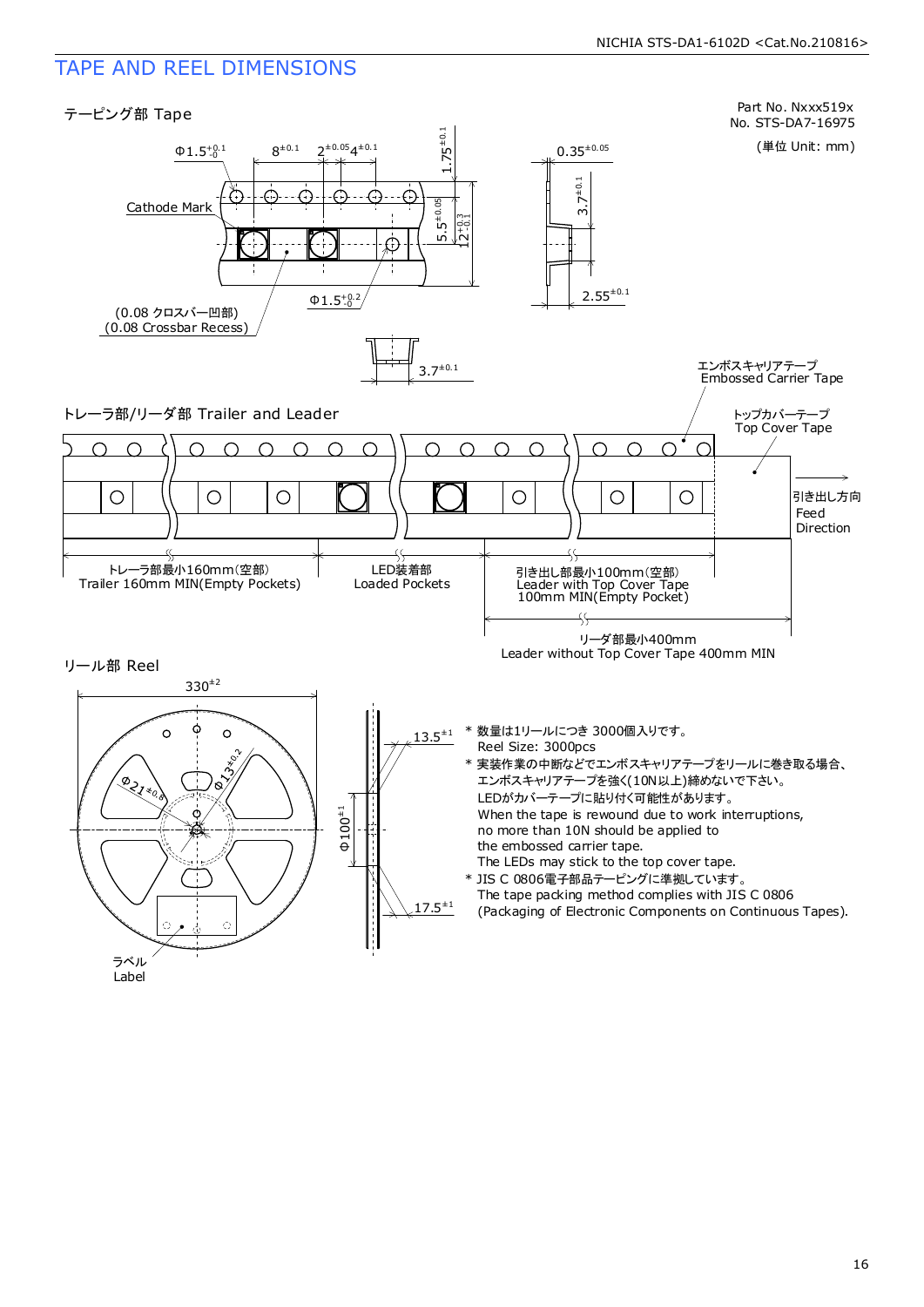# TAPE AND REEL DIMENSIONS

Part No. Nxxx519x
No. STS-DA7-16975

(単位 Unit: mm)

## テーピング部 Tape

Φ1.5$^{+0.1}_{-0}$　$8^{\pm0.1}$　$2^{\pm0.05}$　$4^{\pm0.1}$　$1.75^{\pm0.1}$

Cathode Mark

$5.5^{\pm0.05}$　$12^{+0.3}_{-0.1}$

Φ1.5$^{+0.2}_{-0}$

(0.08 クロスバー凹部)
(0.08 Crossbar Recess)

$0.35^{\pm0.05}$　$3.7^{\pm0.1}$　$2.55^{\pm0.1}$

$3.7^{\pm0.1}$

## トレーラ部/リーダ部 Trailer and Leader

エンボスキャリアテープ
Embossed Carrier Tape

トップカバーテープ
Top Cover Tape

引き出し方向
Feed
Direction

トレーラ部最小160mm(空部)
Trailer 160mm MIN(Empty Pockets)

LED装着部
Loaded Pockets

引き出し部最小100mm(空部)
Leader with Top Cover Tape
100mm MIN(Empty Pocket)

リーダ部最小400mm
Leader without Top Cover Tape 400mm MIN

## リール部 Reel

$330^{\pm2}$　Φ$21^{\pm0.8}$　Φ$13^{\pm0.2}$　Φ$100^{\pm1}$　$13.5^{\pm1}$　$17.5^{\pm1}$

ラベル
Label

* 数量は1リールにつき 3000個入りです。
  Reel Size: 3000pcs
* 実装作業の中断などでエンボスキャリアテープをリールに巻き取る場合、
  エンボスキャリアテープを強く(10N以上)締めないで下さい。
  LEDがカバーテープに貼り付く可能性があります。
  When the tape is rewound due to work interruptions,
  no more than 10N should be applied to
  the embossed carrier tape.
  The LEDs may stick to the top cover tape.
* JIS C 0806電子部品テーピングに準拠しています。
  The tape packing method complies with JIS C 0806
  (Packaging of Electronic Components on Continuous Tapes).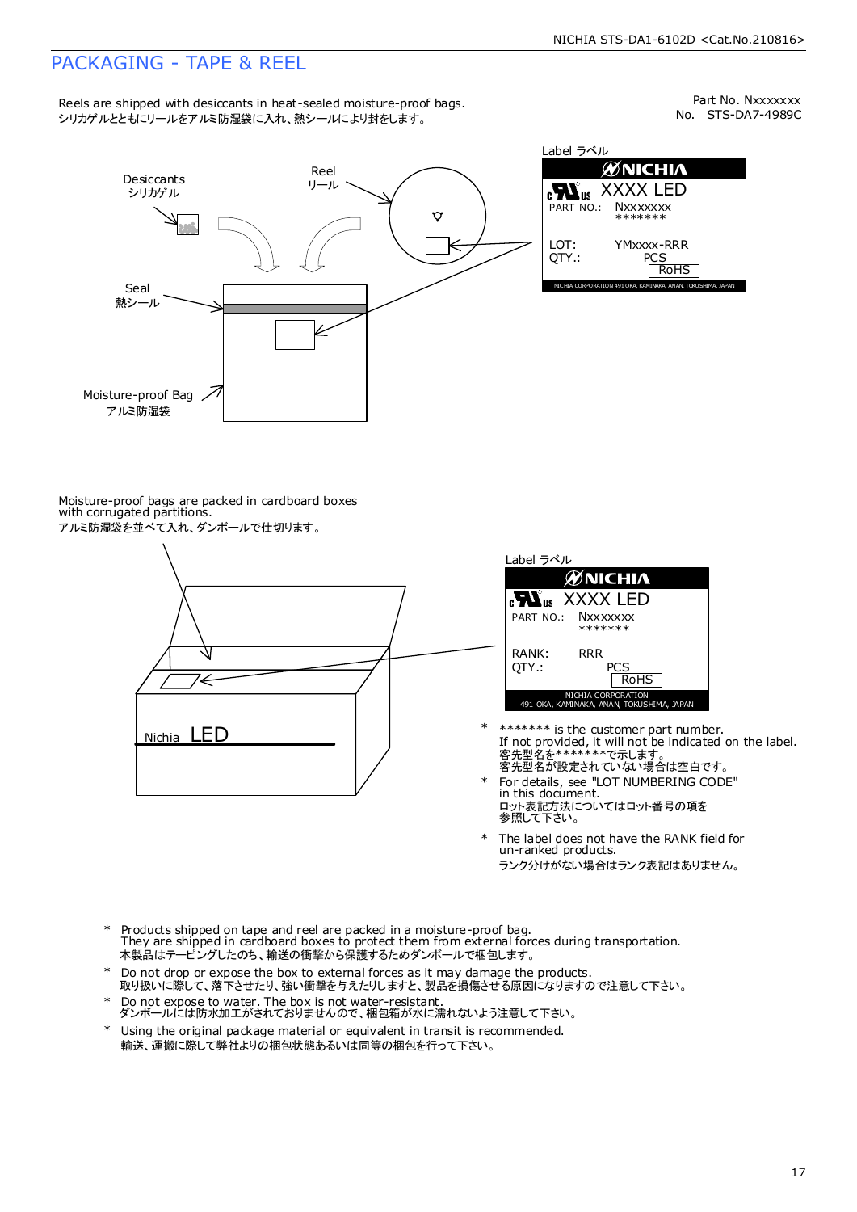## PACKAGING - TAPE & REEL

Reels are shipped with desiccants in heat-sealed moisture-proof bags.
シリカゲルとともにリールをアルミ防湿袋に入れ、熱シールにより封をします。

Part No. Nxxxxxxx
No. STS-DA7-4989C

Desiccants
シリカゲル

Reel
リール

Seal
熱シール

Moisture-proof Bag
アルミ防湿袋

Label ラベル

NICHIA
XXXX LED
PART NO.: Nxxxxxxx
*******
LOT: YMxxxx-RRR
QTY.: PCS
RoHS
NICHIA CORPORATION 491 OKA, KAMINAKA, ANAN, TOKUSHIMA, JAPAN

Moisture-proof bags are packed in cardboard boxes with corrugated partitions.
アルミ防湿袋を並べて入れ、ダンボールで仕切ります。

Nichia LED

Label ラベル

NICHIA
XXXX LED
PART NO.: Nxxxxxxx
*******
RANK: RRR
QTY.: PCS
RoHS
NICHIA CORPORATION
491 OKA, KAMINAKA, ANAN, TOKUSHIMA, JAPAN

- \******* is the customer part number.
  If not provided, it will not be indicated on the label.
  客先型名を*******で示します。
  客先型名が設定されていない場合は空白です。
- For details, see "LOT NUMBERING CODE" in this document.
  ロット表記方法についてはロット番号の項を参照して下さい。
- The label does not have the RANK field for un-ranked products.
  ランク分けがない場合はランク表記はありません。

- Products shipped on tape and reel are packed in a moisture-proof bag.
  They are shipped in cardboard boxes to protect them from external forces during transportation.
  本製品はテーピングしたのち、輸送の衝撃から保護するためダンボールで梱包します。
- Do not drop or expose the box to external forces as it may damage the products.
  取り扱いに際して、落下させたり、強い衝撃を与えたりしますと、製品を損傷させる原因になりますので注意して下さい。
- Do not expose to water. The box is not water-resistant.
  ダンボールには防水加工がされておりませんので、梱包箱が水に濡れないよう注意して下さい。
- Using the original package material or equivalent in transit is recommended.
  輸送、運搬に際して弊社よりの梱包状態あるいは同等の梱包を行って下さい。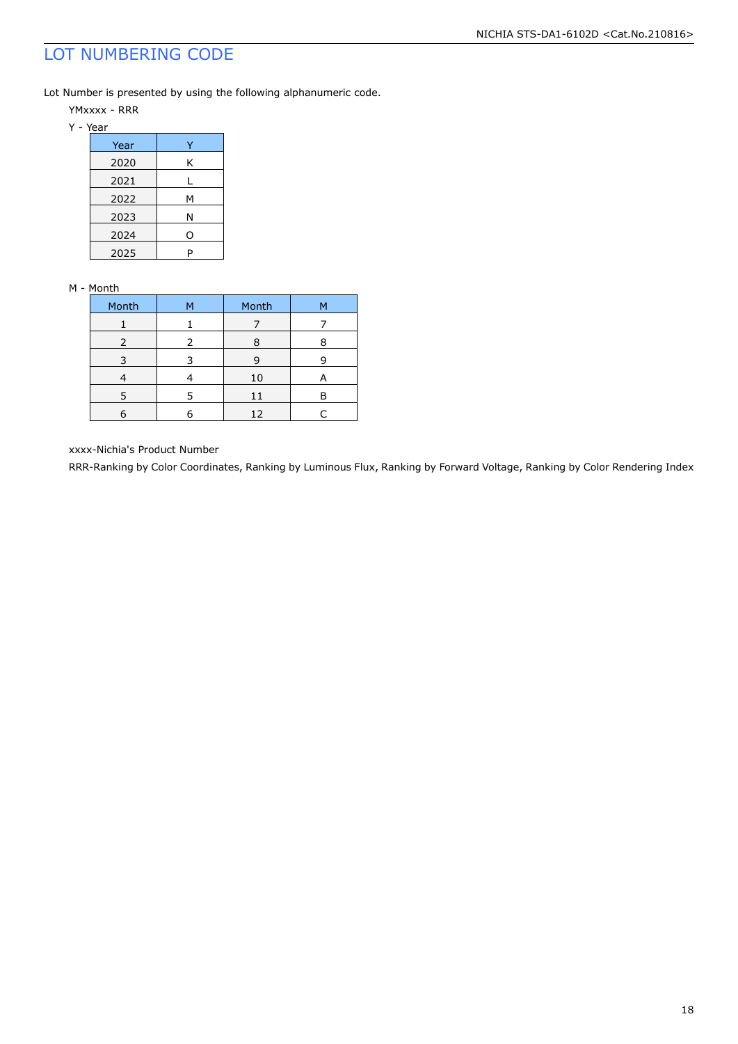# LOT NUMBERING CODE

Lot Number is presented by using the following alphanumeric code.

YMxxxx - RRR

Y - Year

| Year | Y |
|---|---|
| 2020 | K |
| 2021 | L |
| 2022 | M |
| 2023 | N |
| 2024 | O |
| 2025 | P |

M - Month

| Month | M | Month | M |
|---|---|---|---|
| 1 | 1 | 7 | 7 |
| 2 | 2 | 8 | 8 |
| 3 | 3 | 9 | 9 |
| 4 | 4 | 10 | A |
| 5 | 5 | 11 | B |
| 6 | 6 | 12 | C |

xxxx-Nichia's Product Number

RRR-Ranking by Color Coordinates, Ranking by Luminous Flux, Ranking by Forward Voltage, Ranking by Color Rendering Index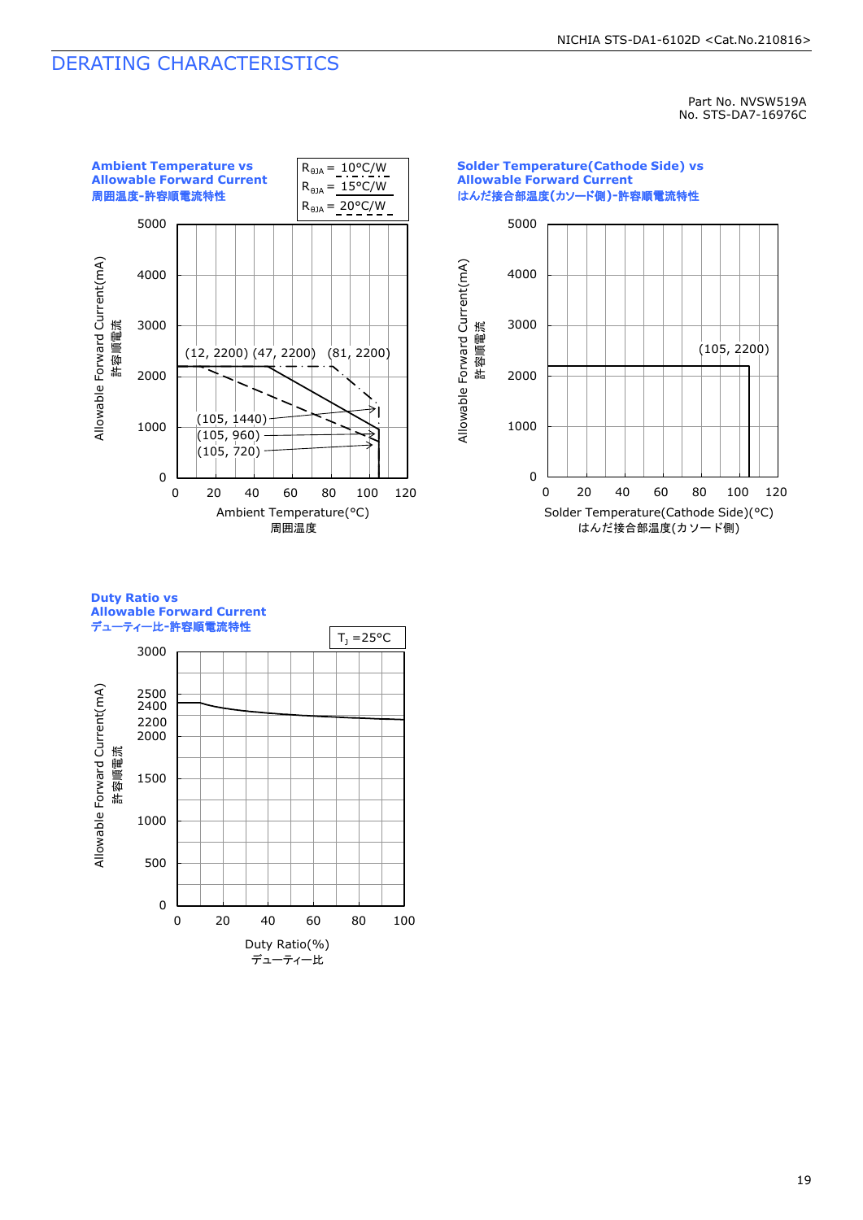# DERATING CHARACTERISTICS

Part No. NVSW519A
No. STS-DA7-16976C

**Ambient Temperature vs Allowable Forward Current**
**周囲温度-許容順電流特性**

| $R_{\theta JA}$ |
|---|
| $R_{\theta JA}$ = 10°C/W |
| $R_{\theta JA}$ = 15°C/W |
| $R_{\theta JA}$ = 20°C/W |

Allowable Forward Current(mA)
許容順電流

(12, 2200) (47, 2200) (81, 2200)
(105, 1440)
(105, 960)
(105, 720)

Ambient Temperature(°C)
周囲温度

**Solder Temperature(Cathode Side) vs Allowable Forward Current**
**はんだ接合部温度(カソード側)-許容順電流特性**

Allowable Forward Current(mA)
許容順電流

(105, 2200)

Solder Temperature(Cathode Side)(°C)
はんだ接合部温度(カソード側)

**Duty Ratio vs Allowable Forward Current**
**デューティー比-許容順電流特性**

$T_J$ =25°C

Allowable Forward Current(mA)
許容順電流

Duty Ratio(%)
デューティー比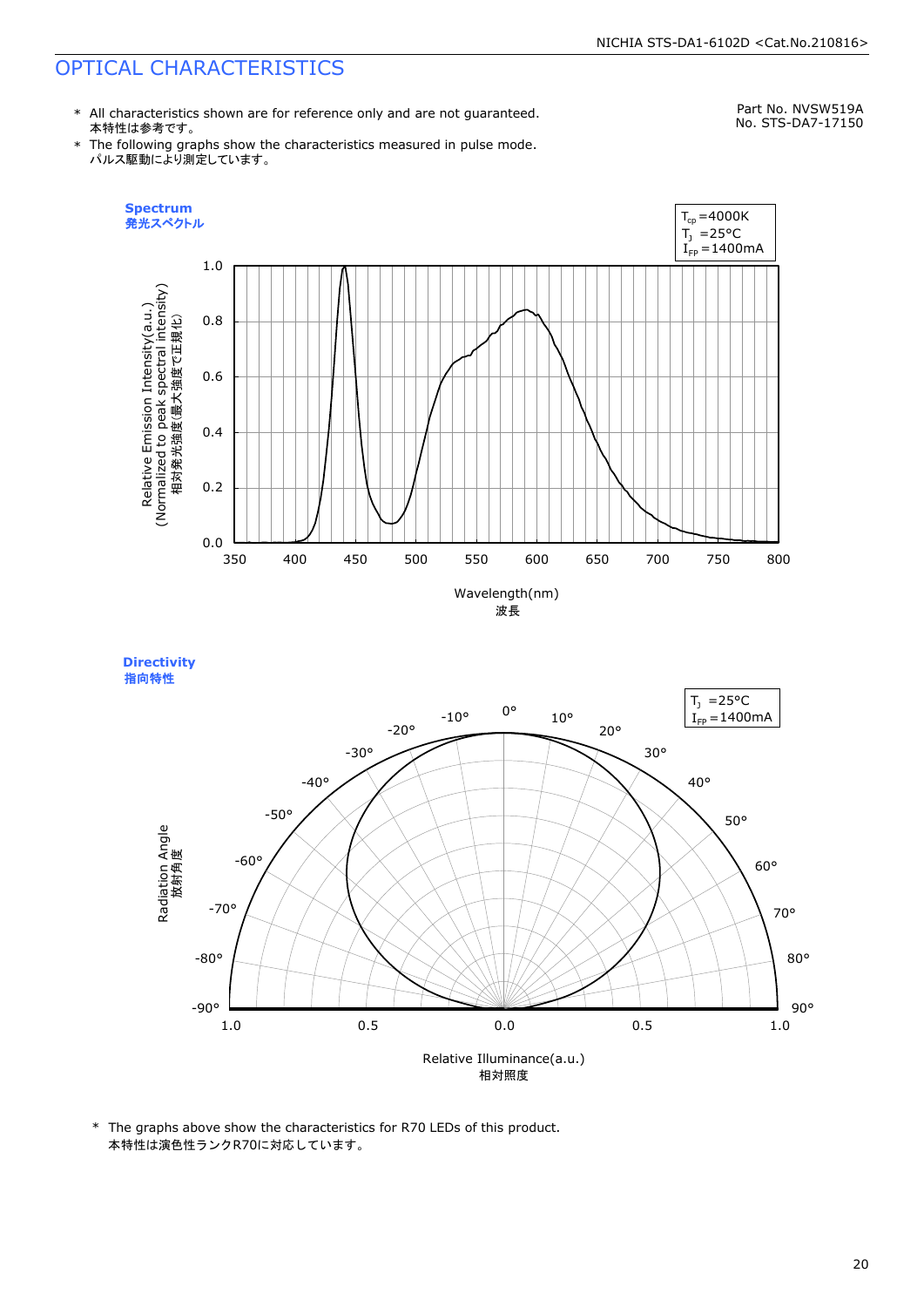# OPTICAL CHARACTERISTICS

Part No. NVSW519A
No. STS-DA7-17150

\* All characteristics shown are for reference only and are not guaranteed.
本特性は参考です。

\* The following graphs show the characteristics measured in pulse mode.
パルス駆動により測定しています。

**Spectrum**
**発光スペクトル**

$T_{cp}$ =4000K
$T_J$ =25°C
$I_{FP}$ =1400mA

Relative Emission Intensity(a.u.) (Normalized to peak spectral intensity)
相対発光強度(最大強度で正規化)

Wavelength(nm)
波長

**Directivity**
**指向特性**

$T_J$ =25°C
$I_{FP}$ =1400mA

Radiation Angle
放射角度

Relative Illuminance(a.u.)
相対照度

\* The graphs above show the characteristics for R70 LEDs of this product.
本特性は演色性ランクR70に対応しています。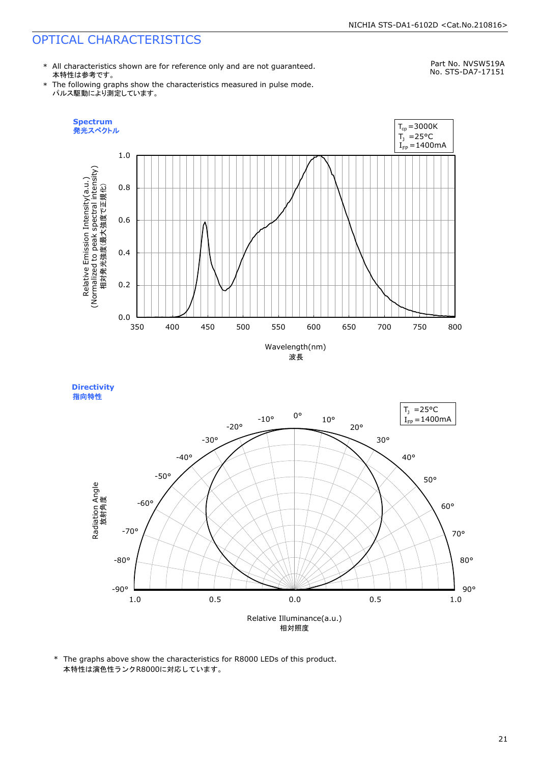# OPTICAL CHARACTERISTICS

Part No. NVSW519A
No. STS-DA7-17151

- \* All characteristics shown are for reference only and are not guaranteed.
  本特性は参考です。
- \* The following graphs show the characteristics measured in pulse mode.
  パルス駆動により測定しています。

**Spectrum**
**発光スペクトル**

$T_{cp}$ =3000K
$T_J$ =25°C
$I_{FP}$ =1400mA

Relative Emission Intensity(a.u.)
(Normalized to peak spectral intensity)
相対発光強度(最大強度で正規化)

Wavelength(nm)
波長

**Directivity**
**指向特性**

$T_J$ =25°C
$I_{FP}$ =1400mA

Radiation Angle
放射角度

Relative Illuminance(a.u.)
相対照度

\* The graphs above show the characteristics for R8000 LEDs of this product.
本特性は演色性ランクR8000に対応しています。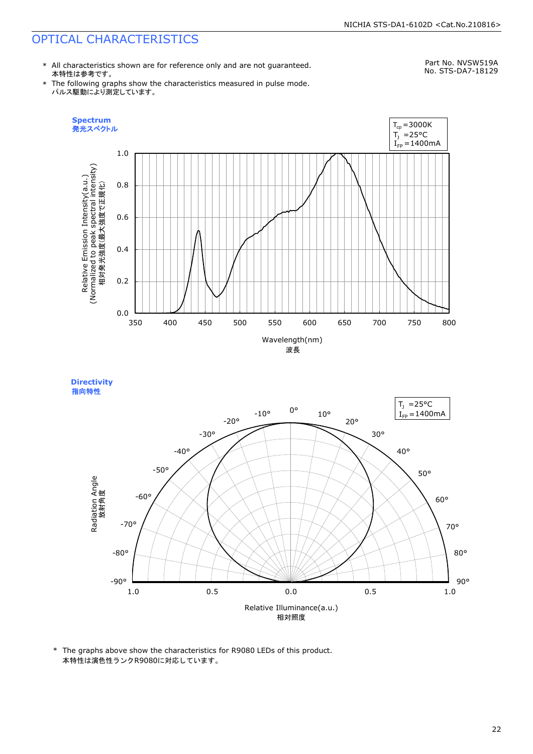# OPTICAL CHARACTERISTICS

Part No. NVSW519A
No. STS-DA7-18129

* All characteristics shown are for reference only and are not guaranteed.
  本特性は参考です。
* The following graphs show the characteristics measured in pulse mode.
  パルス駆動により測定しています。

**Spectrum**
**発光スペクトル**

$T_{cp}$ =3000K
$T_J$ =25°C
$I_{FP}$ =1400mA

Relative Emission Intensity(a.u.)
(Normalized to peak spectral intensity)
相対発光強度(最大強度で正規化)

Wavelength(nm)
波長

**Directivity**
**指向特性**

$T_J$ =25°C
$I_{FP}$ =1400mA

Radiation Angle
放射角度

Relative Illuminance(a.u.)
相対照度

* The graphs above show the characteristics for R9080 LEDs of this product.
  本特性は演色性ランクR9080に対応しています。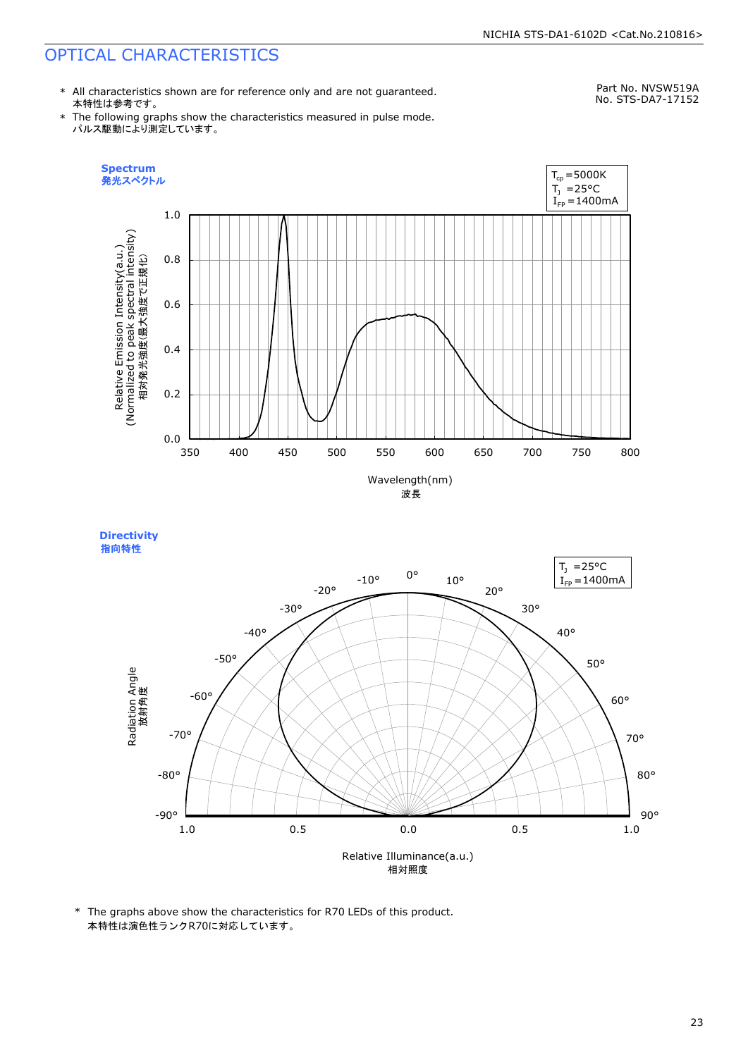# OPTICAL CHARACTERISTICS

Part No. NVSW519A
No. STS-DA7-17152

\* All characteristics shown are for reference only and are not guaranteed.
本特性は参考です。

\* The following graphs show the characteristics measured in pulse mode.
パルス駆動により測定しています。

**Spectrum**
**発光スペクトル**

$T_{cp}$ =5000K
$T_J$ =25°C
$I_{FP}$ =1400mA

Relative Emission Intensity(a.u.)
(Normalized to peak spectral intensity)
相対発光強度(最大強度で正規化)

Wavelength(nm)
波長

**Directivity**
**指向特性**

$T_J$ =25°C
$I_{FP}$ =1400mA

Radiation Angle
放射角度

Relative Illuminance(a.u.)
相対照度

\* The graphs above show the characteristics for R70 LEDs of this product.
本特性は演色性ランクR70に対応しています。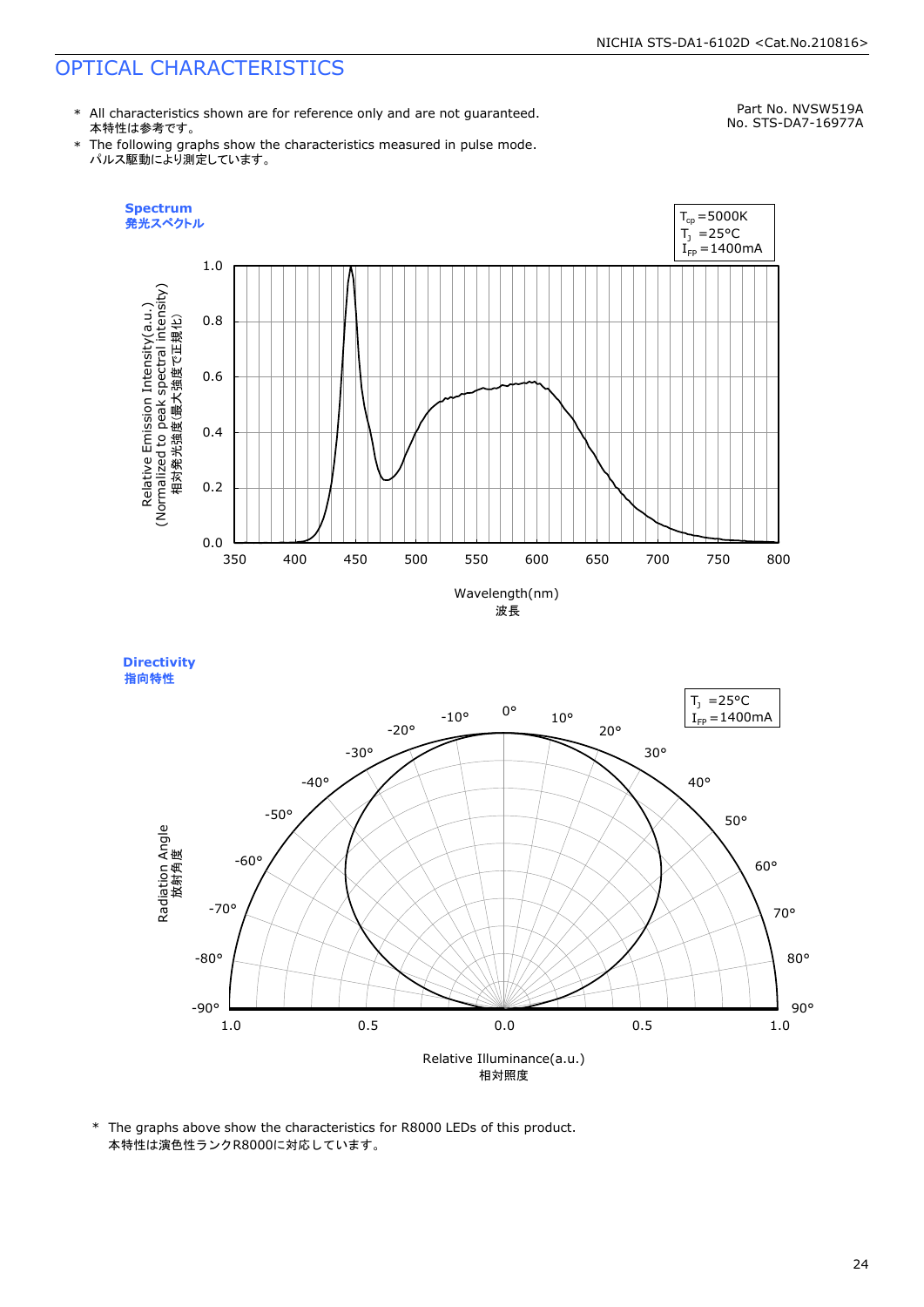# OPTICAL CHARACTERISTICS

Part No. NVSW519A
No. STS-DA7-16977A

\* All characteristics shown are for reference only and are not guaranteed.
本特性は参考です。

\* The following graphs show the characteristics measured in pulse mode.
パルス駆動により測定しています。

**Spectrum**
**発光スペクトル**

$T_{cp}$ =5000K
$T_J$ =25°C
$I_{FP}$ =1400mA

Relative Emission Intensity(a.u.)
(Normalized to peak spectral intensity)
相対発光強度(最大強度で正規化)

Wavelength(nm)
波長

**Directivity**
**指向特性**

$T_J$ =25°C
$I_{FP}$ =1400mA

Radiation Angle
放射角度

Relative Illuminance(a.u.)
相対照度

\* The graphs above show the characteristics for R8000 LEDs of this product.
本特性は演色性ランクR8000に対応しています。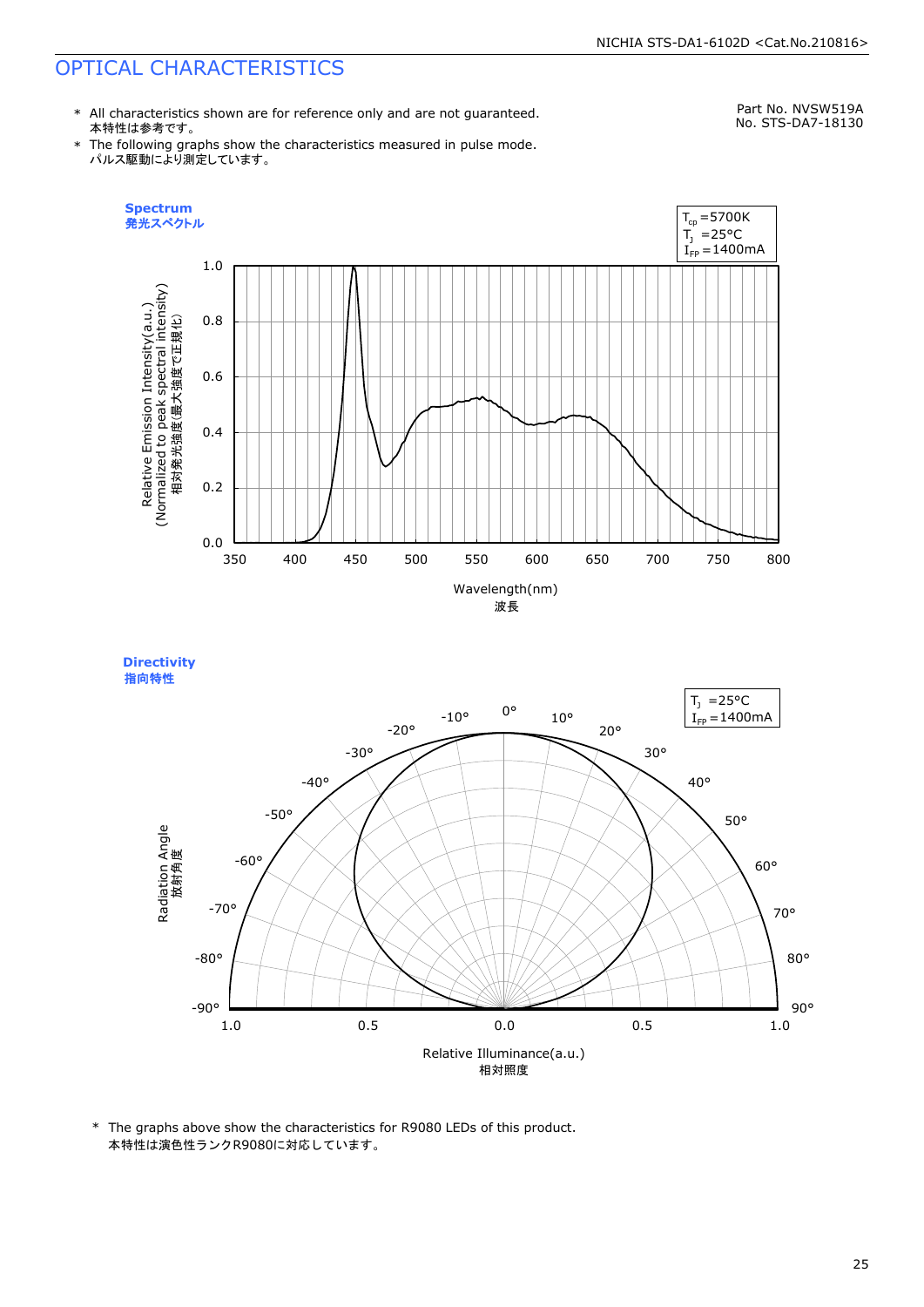# OPTICAL CHARACTERISTICS

Part No. NVSW519A
No. STS-DA7-18130

* All characteristics shown are for reference only and are not guaranteed.
  本特性は参考です。
* The following graphs show the characteristics measured in pulse mode.
  パルス駆動により測定しています。

**Spectrum**
**発光スペクトル**

$T_{cp}$ =5700K
$T_J$ =25°C
$I_{FP}$ =1400mA

Relative Emission Intensity(a.u.)
(Normalized to peak spectral intensity)
相対発光強度(最大強度で正規化)

Wavelength(nm)
波長

**Directivity**
**指向特性**

$T_J$ =25°C
$I_{FP}$ =1400mA

Radiation Angle
放射角度

Relative Illuminance(a.u.)
相対照度

* The graphs above show the characteristics for R9080 LEDs of this product.
  本特性は演色性ランクR9080に対応しています。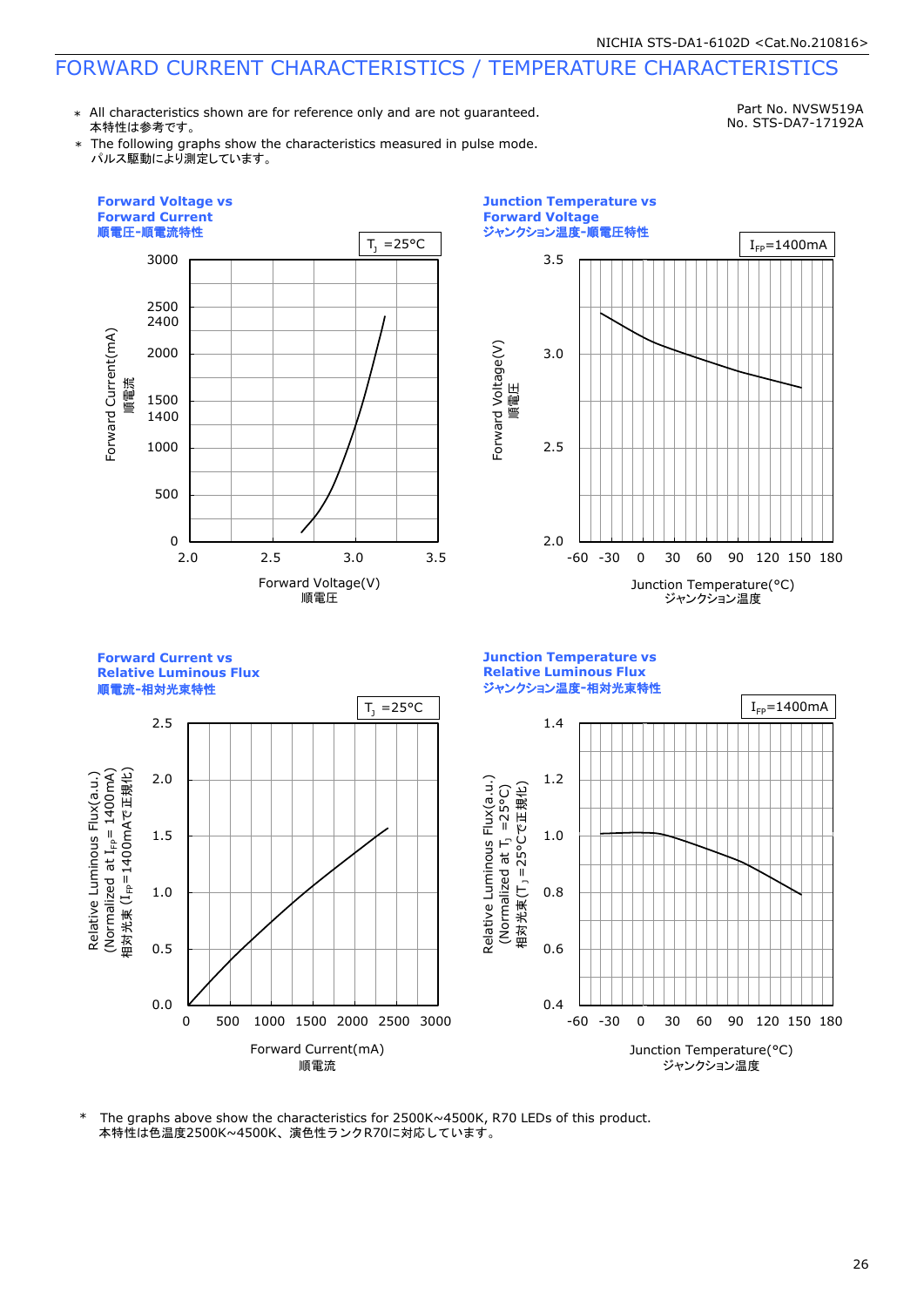# FORWARD CURRENT CHARACTERISTICS / TEMPERATURE CHARACTERISTICS

Part No. NVSW519A
No. STS-DA7-17192A

* All characteristics shown are for reference only and are not guaranteed.
  本特性は参考です。
* The following graphs show the characteristics measured in pulse mode.
  パルス駆動により測定しています。

**Forward Voltage vs Forward Current**
**順電圧-順電流特性**

$T_J$ =25°C

Forward Current(mA) 順電流: 0, 500, 1000, 1400, 1500, 2000, 2400, 2500, 3000
Forward Voltage(V) 順電圧: 2.0, 2.5, 3.0, 3.5

**Junction Temperature vs Forward Voltage**
**ジャンクション温度-順電圧特性**

$I_{FP}$=1400mA

Forward Voltage(V) 順電圧: 2.0, 2.5, 3.0, 3.5
Junction Temperature(°C) ジャンクション温度: -60, -30, 0, 30, 60, 90, 120, 150, 180

**Forward Current vs Relative Luminous Flux**
**順電流-相対光束特性**

$T_J$ =25°C

Relative Luminous Flux(a.u.) (Normalized at $I_{FP}$= 1400mA) 相対光束 ($I_{FP}$=1400mAで正規化): 0.0, 0.5, 1.0, 1.5, 2.0, 2.5
Forward Current(mA) 順電流: 0, 500, 1000, 1500, 2000, 2500, 3000

**Junction Temperature vs Relative Luminous Flux**
**ジャンクション温度-相対光束特性**

$I_{FP}$=1400mA

Relative Luminous Flux(a.u.) (Normalized at $T_J$ =25°C) 相対光束($T_J$ =25°Cで正規化): 0.4, 0.6, 0.8, 1.0, 1.2, 1.4
Junction Temperature(°C) ジャンクション温度: -60, -30, 0, 30, 60, 90, 120, 150, 180

* The graphs above show the characteristics for 2500K~4500K, R70 LEDs of this product.
  本特性は色温度2500K~4500K、演色性ランクR70に対応しています。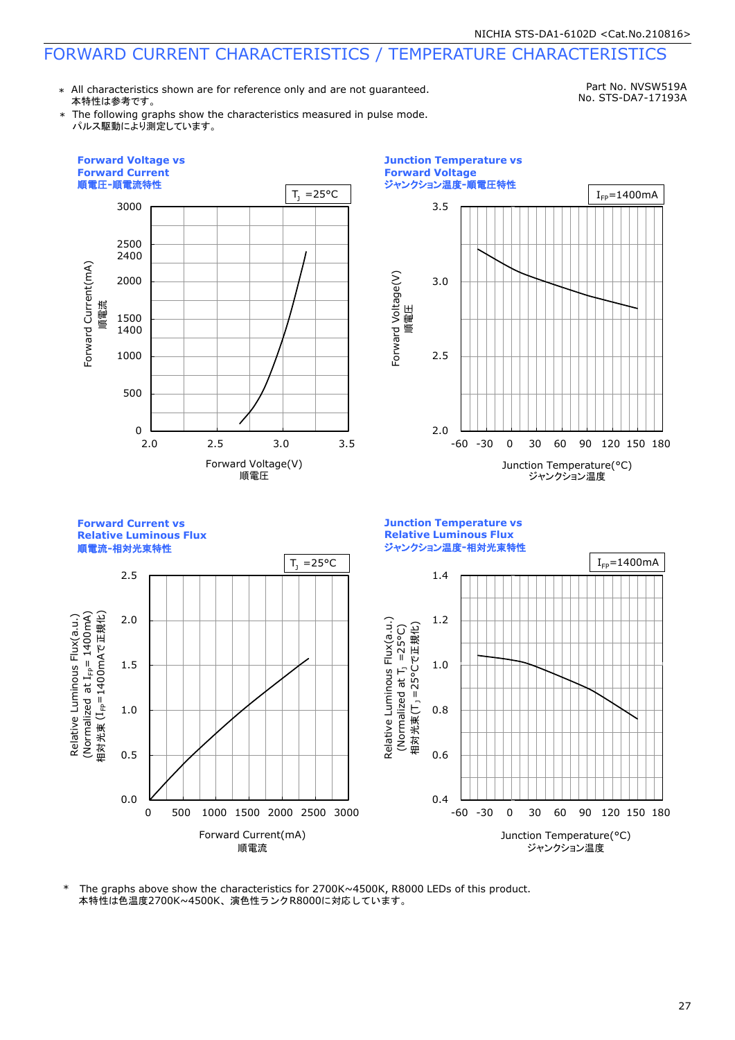# FORWARD CURRENT CHARACTERISTICS / TEMPERATURE CHARACTERISTICS

* All characteristics shown are for reference only and are not guaranteed.
  本特性は参考です。
* The following graphs show the characteristics measured in pulse mode.
  パルス駆動により測定しています。

Part No. NVSW519A
No. STS-DA7-17193A

**Forward Voltage vs Forward Current**
**順電圧-順電流特性**

$T_J$ =25°C

Forward Current(mA) 順電流: 0, 500, 1000, 1400, 1500, 2000, 2400, 2500, 3000

Forward Voltage(V) 順電圧: 2.0, 2.5, 3.0, 3.5

**Junction Temperature vs Forward Voltage**
**ジャンクション温度-順電圧特性**

$I_{FP}$=1400mA

Forward Voltage(V) 順電圧: 2.0, 2.5, 3.0, 3.5

Junction Temperature(°C) ジャンクション温度: -60, -30, 0, 30, 60, 90, 120, 150, 180

**Forward Current vs Relative Luminous Flux**
**順電流-相対光束特性**

$T_J$ =25°C

Relative Luminous Flux(a.u.) (Normalized at $I_{FP}$= 1400mA) 相対光束 ($I_{FP}$=1400mAで正規化): 0.0, 0.5, 1.0, 1.5, 2.0, 2.5

Forward Current(mA) 順電流: 0, 500, 1000, 1500, 2000, 2500, 3000

**Junction Temperature vs Relative Luminous Flux**
**ジャンクション温度-相対光束特性**

$I_{FP}$=1400mA

Relative Luminous Flux(a.u.) (Normalized at $T_J$ =25°C) 相対光束($T_J$ =25°Cで正規化): 0.4, 0.6, 0.8, 1.0, 1.2, 1.4

Junction Temperature(°C) ジャンクション温度: -60, -30, 0, 30, 60, 90, 120, 150, 180

* The graphs above show the characteristics for 2700K~4500K, R8000 LEDs of this product.
  本特性は色温度2700K~4500K、演色性ランクR8000に対応しています。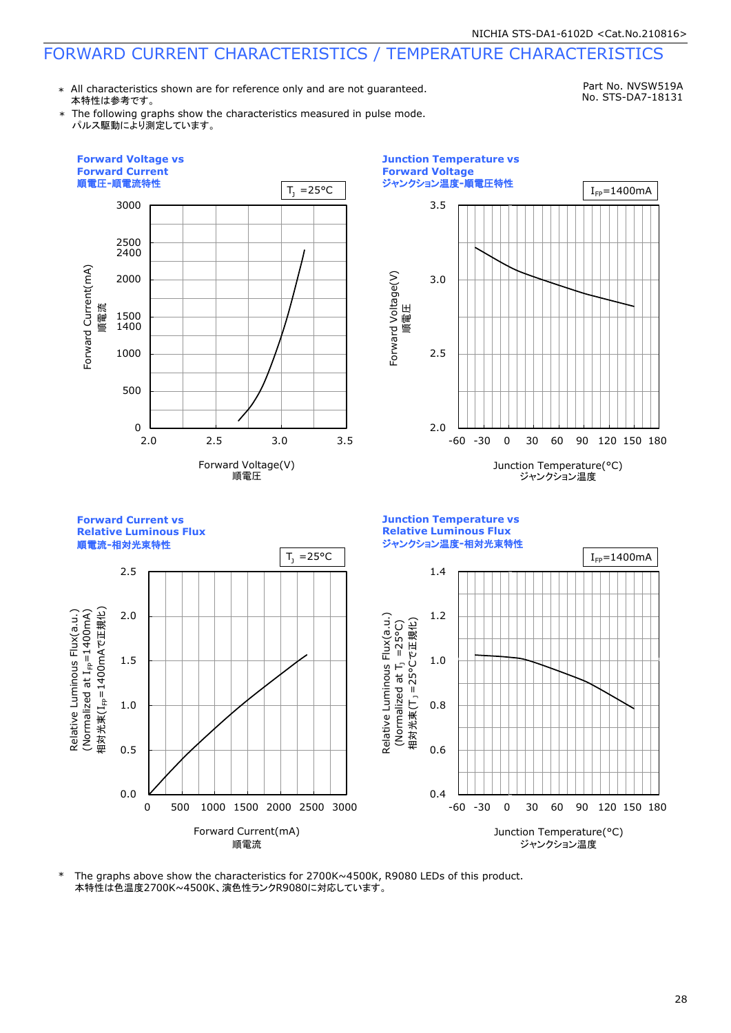# FORWARD CURRENT CHARACTERISTICS / TEMPERATURE CHARACTERISTICS

Part No. NVSW519A
No. STS-DA7-18131

* All characteristics shown are for reference only and are not guaranteed.
  本特性は参考です。
* The following graphs show the characteristics measured in pulse mode.
  パルス駆動により測定しています。

**Forward Voltage vs Forward Current**
**順電圧-順電流特性**

$T_J$ =25°C

Forward Current(mA) 順電流: 0, 500, 1000, 1400, 1500, 2000, 2400, 2500, 3000
Forward Voltage(V) 順電圧: 2.0, 2.5, 3.0, 3.5

**Junction Temperature vs Forward Voltage**
**ジャンクション温度-順電圧特性**

$I_{FP}$=1400mA

Forward Voltage(V) 順電圧: 2.0, 2.5, 3.0, 3.5
Junction Temperature(°C) ジャンクション温度: -60, -30, 0, 30, 60, 90, 120, 150, 180

**Forward Current vs Relative Luminous Flux**
**順電流-相対光束特性**

$T_J$ =25°C

Relative Luminous Flux(a.u.) (Normalized at $I_{FP}$=1400mA) 相対光束($I_{FP}$=1400mAで正規化): 0.0, 0.5, 1.0, 1.5, 2.0, 2.5
Forward Current(mA) 順電流: 0, 500, 1000, 1500, 2000, 2500, 3000

**Junction Temperature vs Relative Luminous Flux**
**ジャンクション温度-相対光束特性**

$I_{FP}$=1400mA

Relative Luminous Flux(a.u.) (Normalized at $T_J$ =25°C) 相対光束($T_J$ =25°Cで正規化): 0.4, 0.6, 0.8, 1.0, 1.2, 1.4
Junction Temperature(°C) ジャンクション温度: -60, -30, 0, 30, 60, 90, 120, 150, 180

* The graphs above show the characteristics for 2700K~4500K, R9080 LEDs of this product.
  本特性は色温度2700K~4500K、演色性ランクR9080に対応しています。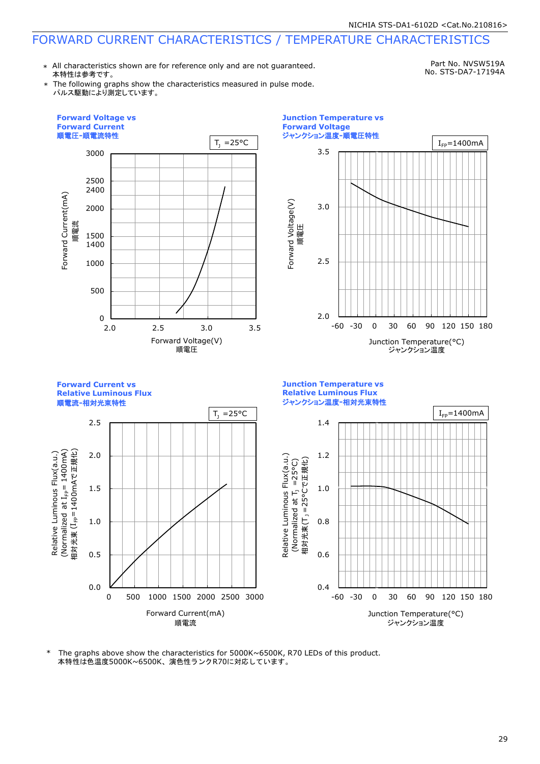# FORWARD CURRENT CHARACTERISTICS / TEMPERATURE CHARACTERISTICS

Part No. NVSW519A
No. STS-DA7-17194A

- ＊ All characteristics shown are for reference only and are not guaranteed.
本特性は参考です。
- ＊ The following graphs show the characteristics measured in pulse mode.
パルス駆動により測定しています。

**Forward Voltage vs Forward Current**
**順電圧-順電流特性**

$T_J$ =25°C

Forward Current(mA) 順電流: 0, 500, 1000, 1400, 1500, 2000, 2400, 2500, 3000
Forward Voltage(V) 順電圧: 2.0, 2.5, 3.0, 3.5

**Junction Temperature vs Forward Voltage**
**ジャンクション温度-順電圧特性**

$I_{FP}$=1400mA

Forward Voltage(V) 順電圧: 2.0, 2.5, 3.0, 3.5
Junction Temperature(°C) ジャンクション温度: -60, -30, 0, 30, 60, 90, 120, 150, 180

**Forward Current vs Relative Luminous Flux**
**順電流-相対光束特性**

$T_J$ =25°C

Relative Luminous Flux(a.u.) (Normalized at $I_{FP}$= 1400mA) 相対光束 ($I_{FP}$=1400mAで正規化): 0.0, 0.5, 1.0, 1.5, 2.0, 2.5
Forward Current(mA) 順電流: 0, 500, 1000, 1500, 2000, 2500, 3000

**Junction Temperature vs Relative Luminous Flux**
**ジャンクション温度-相対光束特性**

$I_{FP}$=1400mA

Relative Luminous Flux(a.u.) (Normalized at $T_J$ =25°C) 相対光束($T_J$ =25°Cで正規化): 0.4, 0.6, 0.8, 1.0, 1.2, 1.4
Junction Temperature(°C) ジャンクション温度: -60, -30, 0, 30, 60, 90, 120, 150, 180

＊ The graphs above show the characteristics for 5000K~6500K, R70 LEDs of this product.
本特性は色温度5000K~6500K、演色性ランクR70に対応しています。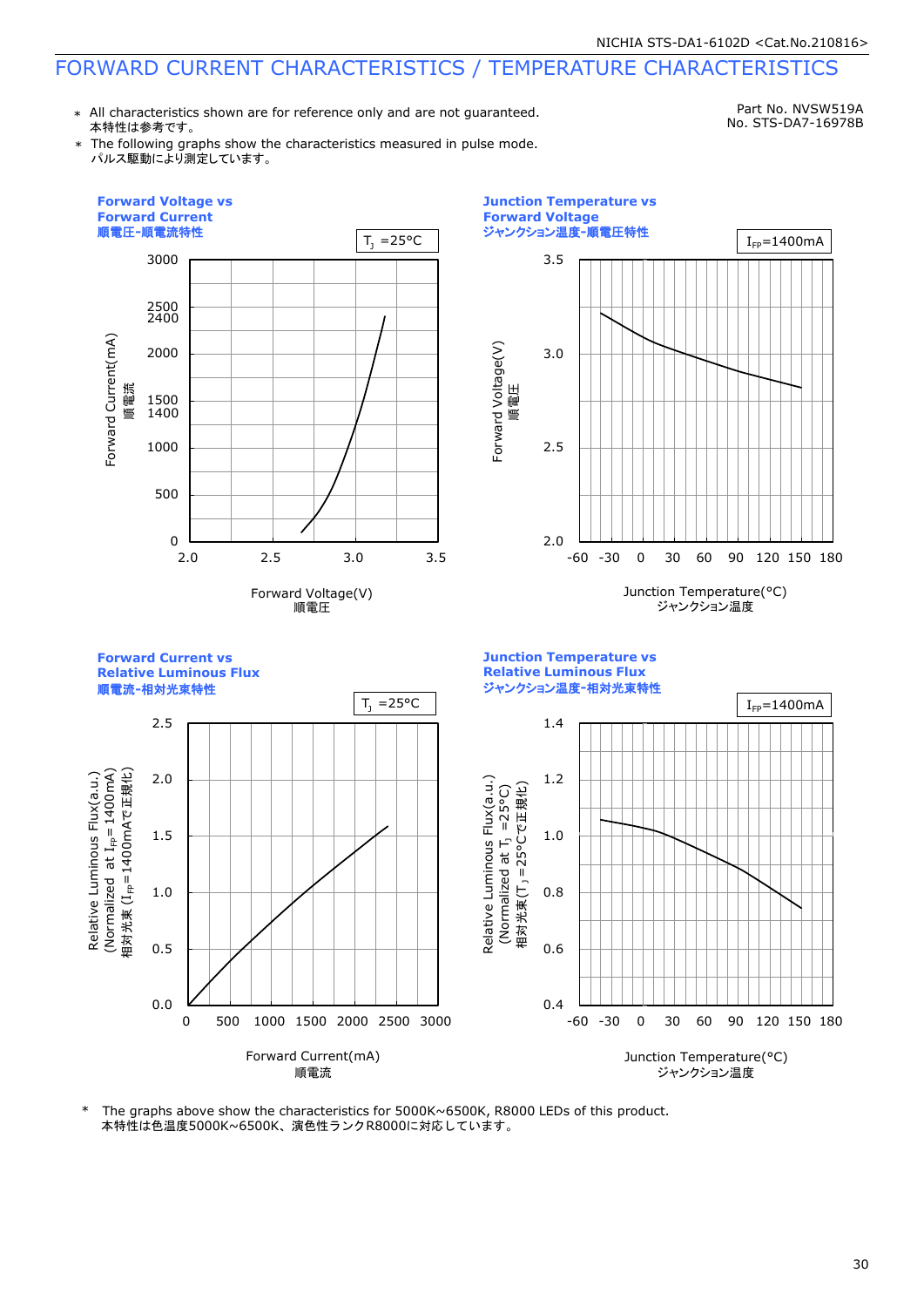# FORWARD CURRENT CHARACTERISTICS / TEMPERATURE CHARACTERISTICS

Part No. NVSW519A
No. STS-DA7-16978B

- ＊ All characteristics shown are for reference only and are not guaranteed.
  本特性は参考です。
- ＊ The following graphs show the characteristics measured in pulse mode.
  パルス駆動により測定しています。

**Forward Voltage vs Forward Current**
**順電圧-順電流特性**

$T_J$ =25°C

Forward Current(mA) 順電流: 0, 500, 1000, 1400, 1500, 2000, 2400, 2500, 3000

Forward Voltage(V) 順電圧: 2.0, 2.5, 3.0, 3.5

**Junction Temperature vs Forward Voltage**
**ジャンクション温度-順電圧特性**

$I_{FP}$=1400mA

Forward Voltage(V) 順電圧: 2.0, 2.5, 3.0, 3.5

Junction Temperature(°C) ジャンクション温度: -60, -30, 0, 30, 60, 90, 120, 150, 180

**Forward Current vs Relative Luminous Flux**
**順電流-相対光束特性**

$T_J$ =25°C

Relative Luminous Flux(a.u.) (Normalized at $I_{FP}$= 1400mA) 相対光束 ($I_{FP}$=1400mAで正規化): 0.0, 0.5, 1.0, 1.5, 2.0, 2.5

Forward Current(mA) 順電流: 0, 500, 1000, 1500, 2000, 2500, 3000

**Junction Temperature vs Relative Luminous Flux**
**ジャンクション温度-相対光束特性**

$I_{FP}$=1400mA

Relative Luminous Flux(a.u.) (Normalized at $T_J$ =25°C) 相対光束($T_J$=25°Cで正規化): 0.4, 0.6, 0.8, 1.0, 1.2, 1.4

Junction Temperature(°C) ジャンクション温度: -60, -30, 0, 30, 60, 90, 120, 150, 180

＊ The graphs above show the characteristics for 5000K~6500K, R8000 LEDs of this product.
本特性は色温度5000K~6500K、演色性ランクR8000に対応しています。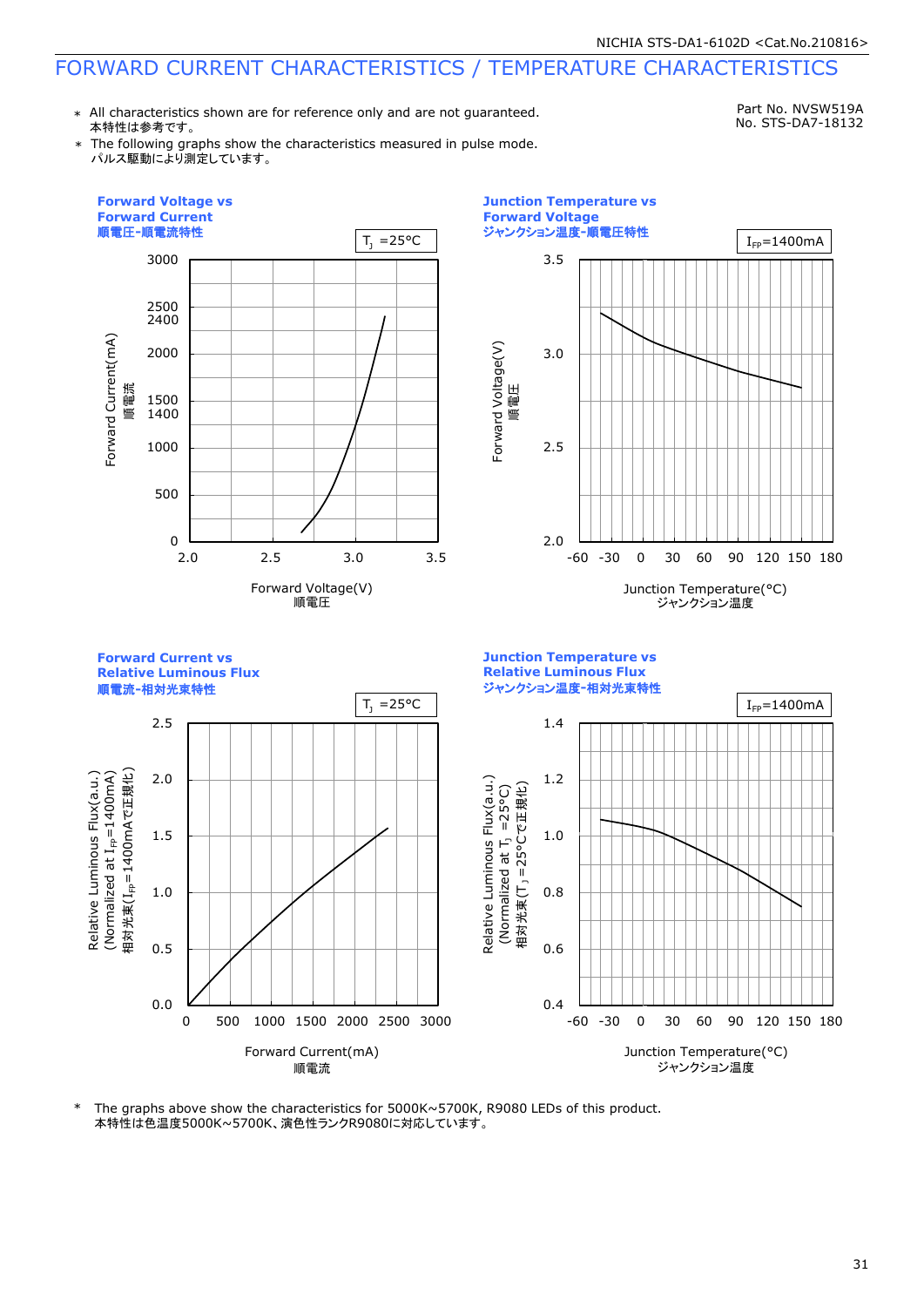# FORWARD CURRENT CHARACTERISTICS / TEMPERATURE CHARACTERISTICS

* All characteristics shown are for reference only and are not guaranteed.
  本特性は参考です。
* The following graphs show the characteristics measured in pulse mode.
  パルス駆動により測定しています。

Part No. NVSW519A
No. STS-DA7-18132

**Forward Voltage vs Forward Current**
**順電圧-順電流特性**

$T_J$ =25°C

Forward Current(mA) 順電流: 0, 500, 1000, 1400, 1500, 2000, 2400, 2500, 3000
Forward Voltage(V) 順電圧: 2.0, 2.5, 3.0, 3.5

**Junction Temperature vs Forward Voltage**
**ジャンクション温度-順電圧特性**

$I_{FP}$=1400mA

Forward Voltage(V) 順電圧: 2.0, 2.5, 3.0, 3.5
Junction Temperature(°C) ジャンクション温度: -60, -30, 0, 30, 60, 90, 120, 150, 180

**Forward Current vs Relative Luminous Flux**
**順電流-相対光束特性**

$T_J$ =25°C

Relative Luminous Flux(a.u.) (Normalized at $I_{FP}$=1400mA) 相対光束($I_{FP}$=1400mAで正規化): 0.0, 0.5, 1.0, 1.5, 2.0, 2.5
Forward Current(mA) 順電流: 0, 500, 1000, 1500, 2000, 2500, 3000

**Junction Temperature vs Relative Luminous Flux**
**ジャンクション温度-相対光束特性**

$I_{FP}$=1400mA

Relative Luminous Flux(a.u.) (Normalized at $T_J$ =25°C) 相対光束($T_J$ =25°Cで正規化): 0.4, 0.6, 0.8, 1.0, 1.2, 1.4
Junction Temperature(°C) ジャンクション温度: -60, -30, 0, 30, 60, 90, 120, 150, 180

* The graphs above show the characteristics for 5000K~5700K, R9080 LEDs of this product.
  本特性は色温度5000K~5700K、演色性ランクR9080に対応しています。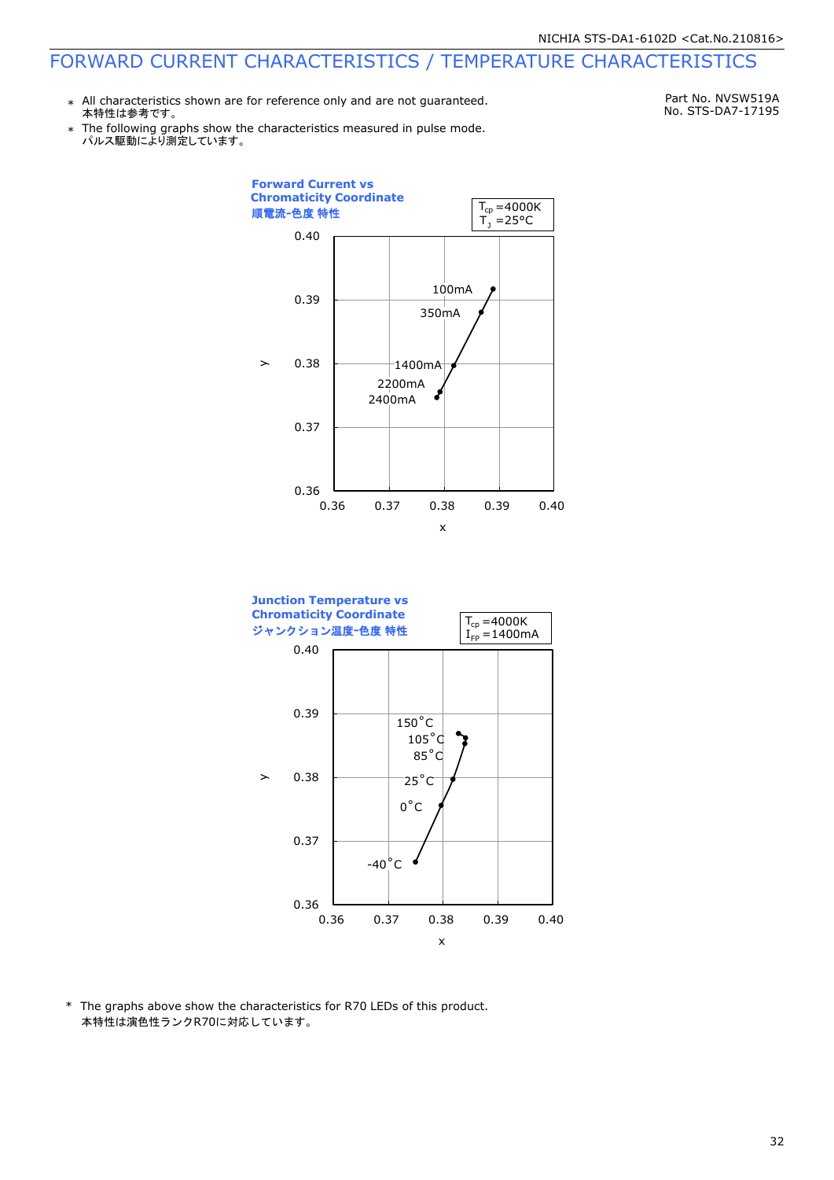# FORWARD CURRENT CHARACTERISTICS / TEMPERATURE CHARACTERISTICS

Part No. NVSW519A
No. STS-DA7-17195

* All characteristics shown are for reference only and are not guaranteed.
  本特性は参考です。
* The following graphs show the characteristics measured in pulse mode.
  パルス駆動により測定しています。

**Forward Current vs Chromaticity Coordinate**
**順電流-色度 特性**

$T_{cp}$ =4000K
$T_J$ =25°C

y: 0.36 – 0.40; x: 0.36 – 0.40

Data points: 100mA, 350mA, 1400mA, 2200mA, 2400mA

**Junction Temperature vs Chromaticity Coordinate**
**ジャンクション温度-色度 特性**

$T_{cp}$ =4000K
$I_{FP}$ =1400mA

y: 0.36 – 0.40; x: 0.36 – 0.40

Data points: 150°C, 105°C, 85°C, 25°C, 0°C, -40°C

* The graphs above show the characteristics for R70 LEDs of this product.
  本特性は演色性ランクR70に対応しています。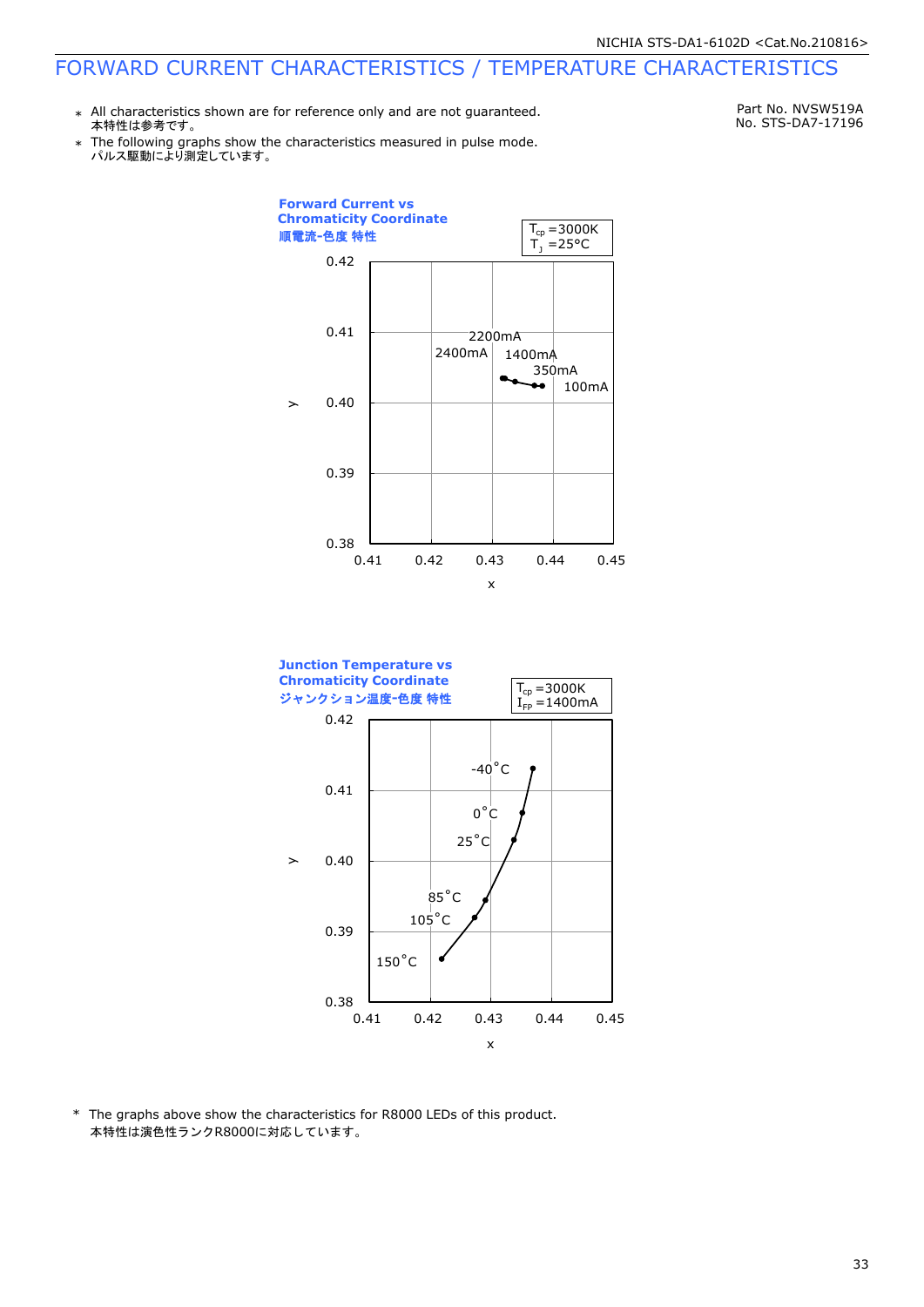# FORWARD CURRENT CHARACTERISTICS / TEMPERATURE CHARACTERISTICS

Part No. NVSW519A
No. STS-DA7-17196

- \* All characteristics shown are for reference only and are not guaranteed.
  本特性は参考です。
- \* The following graphs show the characteristics measured in pulse mode.
  パルス駆動により測定しています。

**Forward Current vs Chromaticity Coordinate**
**順電流-色度 特性**

$T_{cp}$ =3000K
$T_J$ =25°C

y: 0.38 – 0.42; x: 0.41 – 0.45

2200mA, 2400mA, 1400mA, 350mA, 100mA

**Junction Temperature vs Chromaticity Coordinate**
**ジャンクション温度-色度 特性**

$T_{cp}$ =3000K
$I_{FP}$ =1400mA

y: 0.38 – 0.42; x: 0.41 – 0.45

-40°C, 0°C, 25°C, 85°C, 105°C, 150°C

\* The graphs above show the characteristics for R8000 LEDs of this product.
本特性は演色性ランクR8000に対応しています。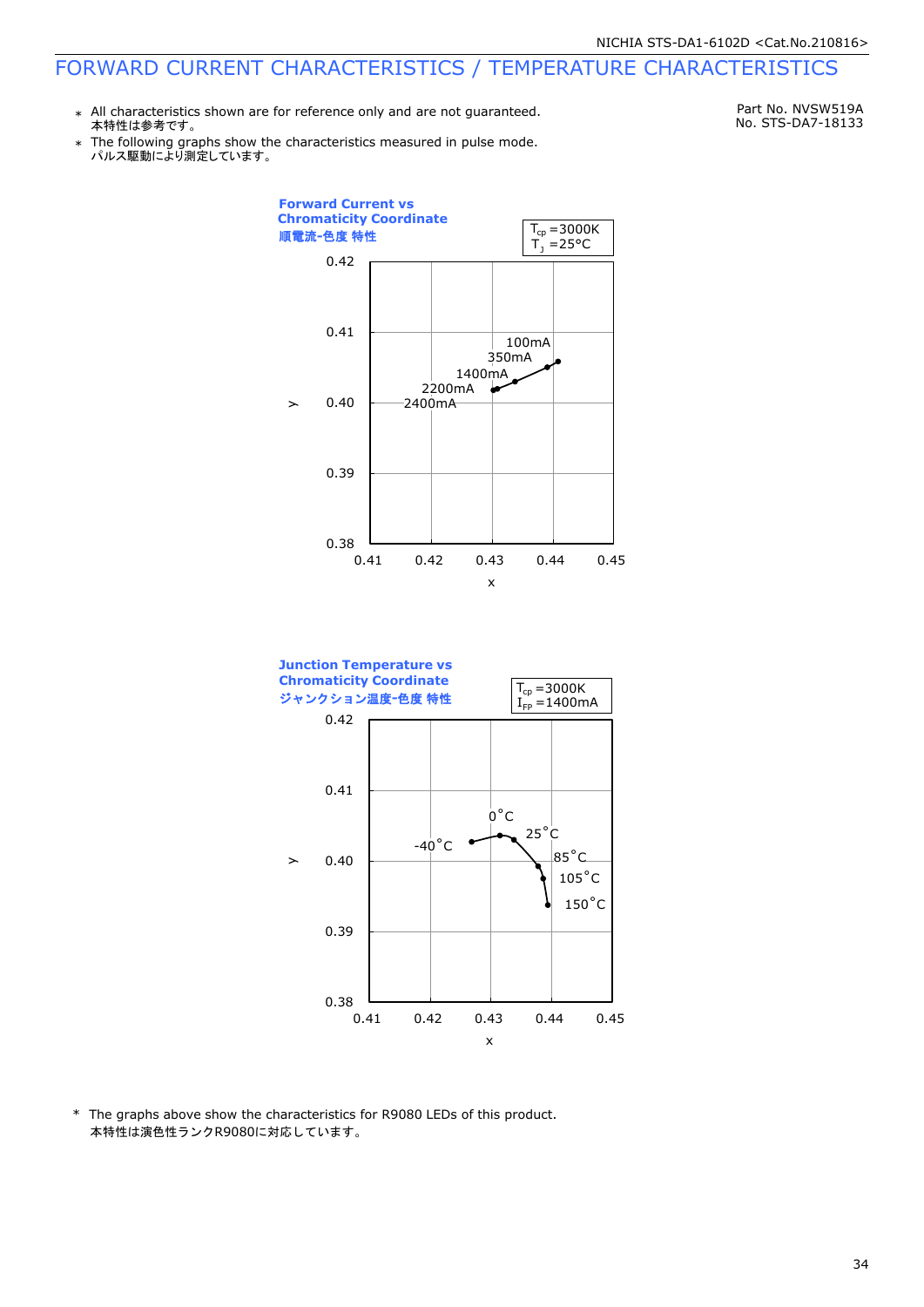# FORWARD CURRENT CHARACTERISTICS / TEMPERATURE CHARACTERISTICS

Part No. NVSW519A
No. STS-DA7-18133

* All characteristics shown are for reference only and are not guaranteed.
  本特性は参考です。
* The following graphs show the characteristics measured in pulse mode.
  パルス駆動により測定しています。

**Forward Current vs Chromaticity Coordinate**
**順電流-色度 特性**

$T_{cp}$ =3000K
$T_J$ =25°C

y: 0.38, 0.39, 0.40, 0.41, 0.42
x: 0.41, 0.42, 0.43, 0.44, 0.45

100mA, 350mA, 1400mA, 2200mA, 2400mA

**Junction Temperature vs Chromaticity Coordinate**
**ジャンクション温度-色度 特性**

$T_{cp}$ =3000K
$I_{FP}$ =1400mA

y: 0.38, 0.39, 0.40, 0.41, 0.42
x: 0.41, 0.42, 0.43, 0.44, 0.45

-40°C, 0°C, 25°C, 85°C, 105°C, 150°C

* The graphs above show the characteristics for R9080 LEDs of this product.
  本特性は演色性ランクR9080に対応しています。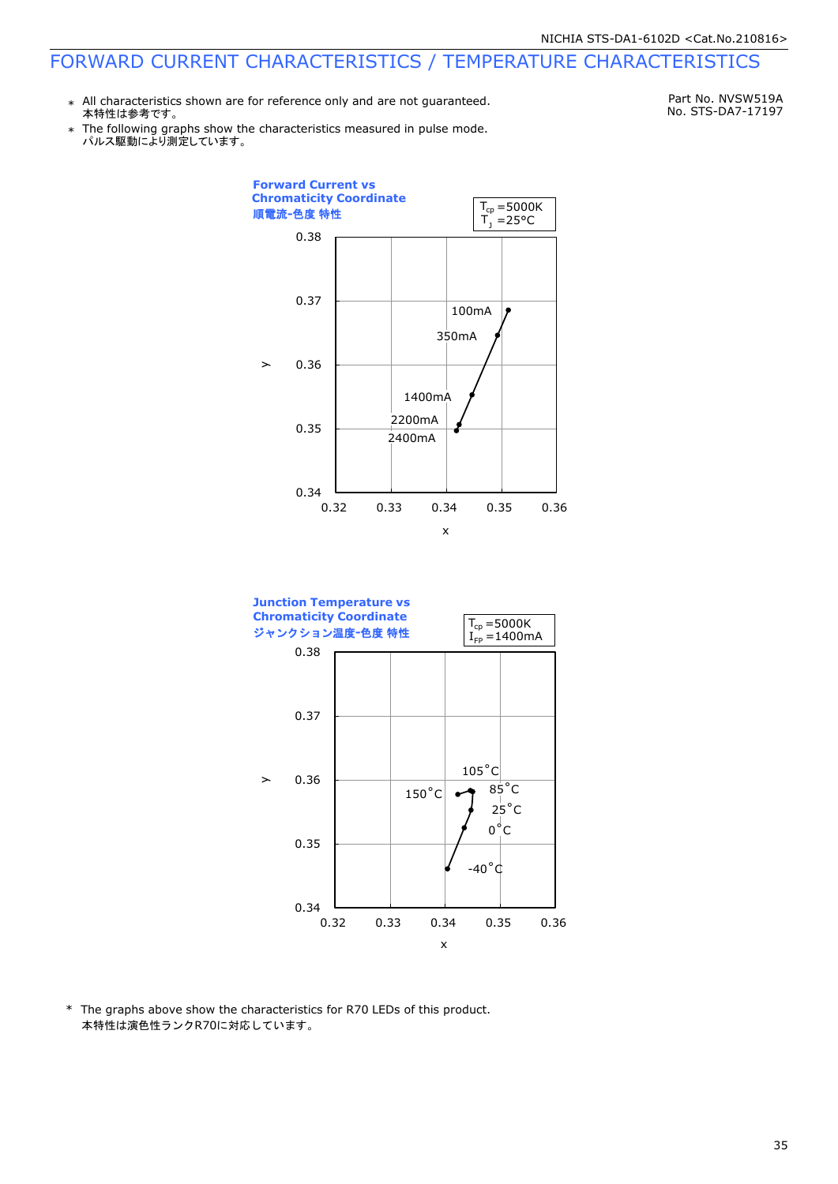# FORWARD CURRENT CHARACTERISTICS / TEMPERATURE CHARACTERISTICS

Part No. NVSW519A
No. STS-DA7-17197

- ＊ All characteristics shown are for reference only and are not guaranteed.
  本特性は参考です。
- ＊ The following graphs show the characteristics measured in pulse mode.
  パルス駆動により測定しています。

**Forward Current vs Chromaticity Coordinate**
**順電流-色度 特性**

$T_{cp}$ =5000K
$T_J$ =25°C

y: 0.34 – 0.38; x: 0.32 – 0.36
100mA, 350mA, 1400mA, 2200mA, 2400mA

**Junction Temperature vs Chromaticity Coordinate**
**ジャンクション温度-色度 特性**

$T_{cp}$ =5000K
$I_{FP}$ =1400mA

y: 0.34 – 0.38; x: 0.32 – 0.36
150°C, 105°C, 85°C, 25°C, 0°C, -40°C

\* The graphs above show the characteristics for R70 LEDs of this product.
本特性は演色性ランクR70に対応しています。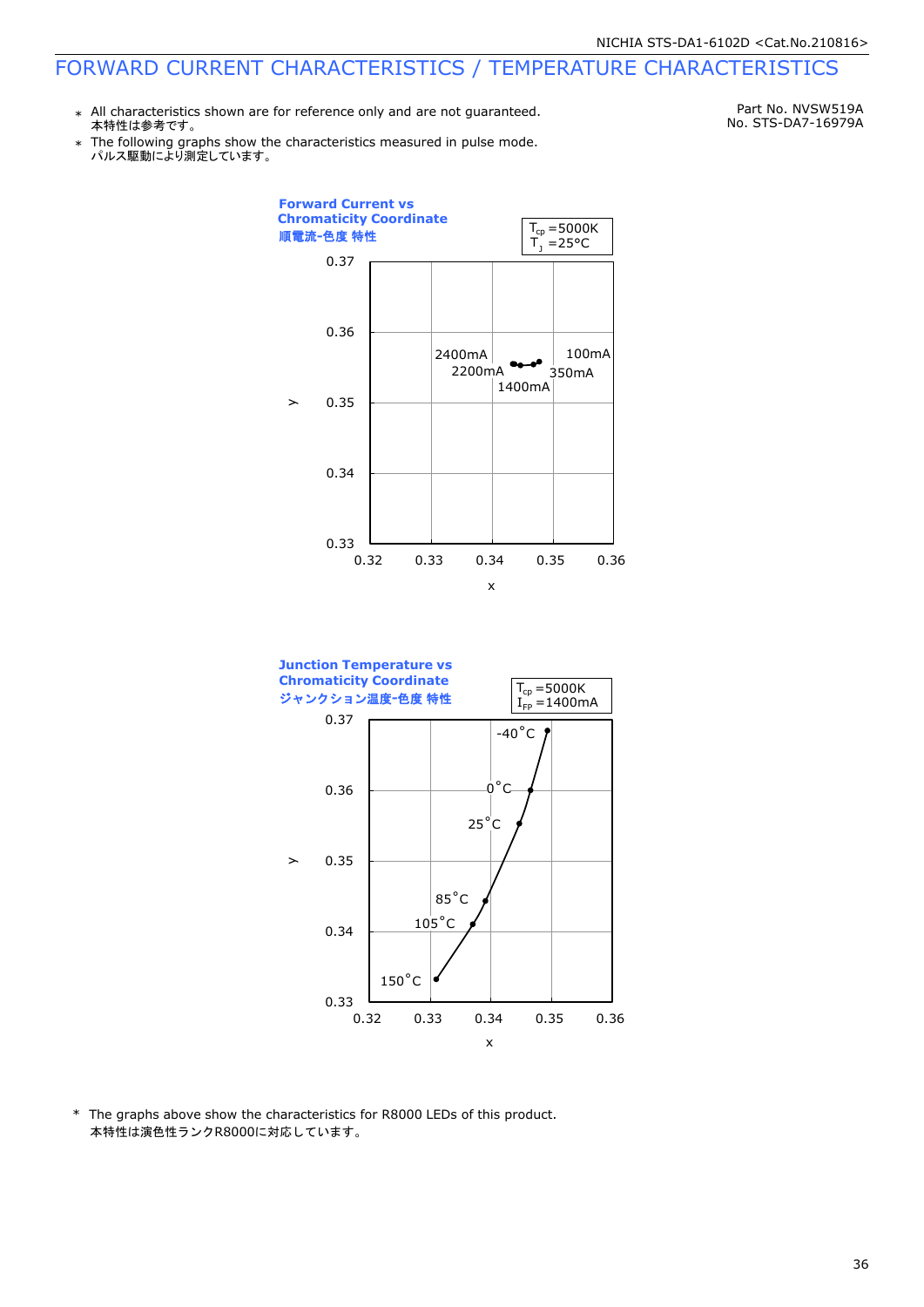# FORWARD CURRENT CHARACTERISTICS / TEMPERATURE CHARACTERISTICS

Part No. NVSW519A
No. STS-DA7-16979A

∗ All characteristics shown are for reference only and are not guaranteed.
本特性は参考です。

∗ The following graphs show the characteristics measured in pulse mode.
パルス駆動により測定しています。

**Forward Current vs Chromaticity Coordinate**
**順電流-色度 特性**

$T_{cp}$ =5000K
$T_J$ =25°C

y: 0.33 – 0.37
x: 0.32 – 0.36

2400mA, 2200mA, 1400mA, 350mA, 100mA

**Junction Temperature vs Chromaticity Coordinate**
**ジャンクション温度-色度 特性**

$T_{cp}$ =5000K
$I_{FP}$ =1400mA

y: 0.33 – 0.37
x: 0.32 – 0.36

-40°C, 0°C, 25°C, 85°C, 105°C, 150°C

\* The graphs above show the characteristics for R8000 LEDs of this product.
本特性は演色性ランクR8000に対応しています。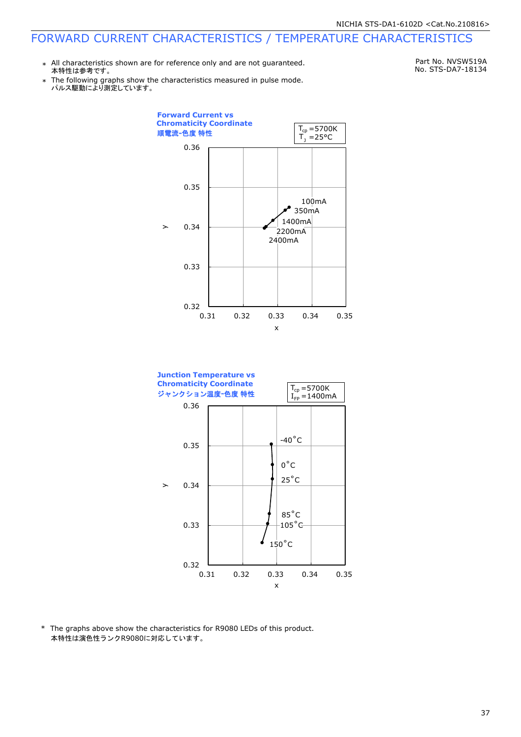# FORWARD CURRENT CHARACTERISTICS / TEMPERATURE CHARACTERISTICS

Part No. NVSW519A
No. STS-DA7-18134

- ＊ All characteristics shown are for reference only and are not guaranteed.
  本特性は参考です。
- ＊ The following graphs show the characteristics measured in pulse mode.
  パルス駆動により測定しています。

**Forward Current vs Chromaticity Coordinate**
**順電流-色度 特性**

$T_{cp}$ =5700K
$T_J$ =25°C

y: 0.32 – 0.36; x: 0.31 – 0.35

100mA, 350mA, 1400mA, 2200mA, 2400mA

**Junction Temperature vs Chromaticity Coordinate**
**ジャンクション温度-色度 特性**

$T_{cp}$ =5700K
$I_{FP}$ =1400mA

y: 0.32 – 0.36; x: 0.31 – 0.35

-40°C, 0°C, 25°C, 85°C, 105°C, 150°C

\* The graphs above show the characteristics for R9080 LEDs of this product.
本特性は演色性ランクR9080に対応しています。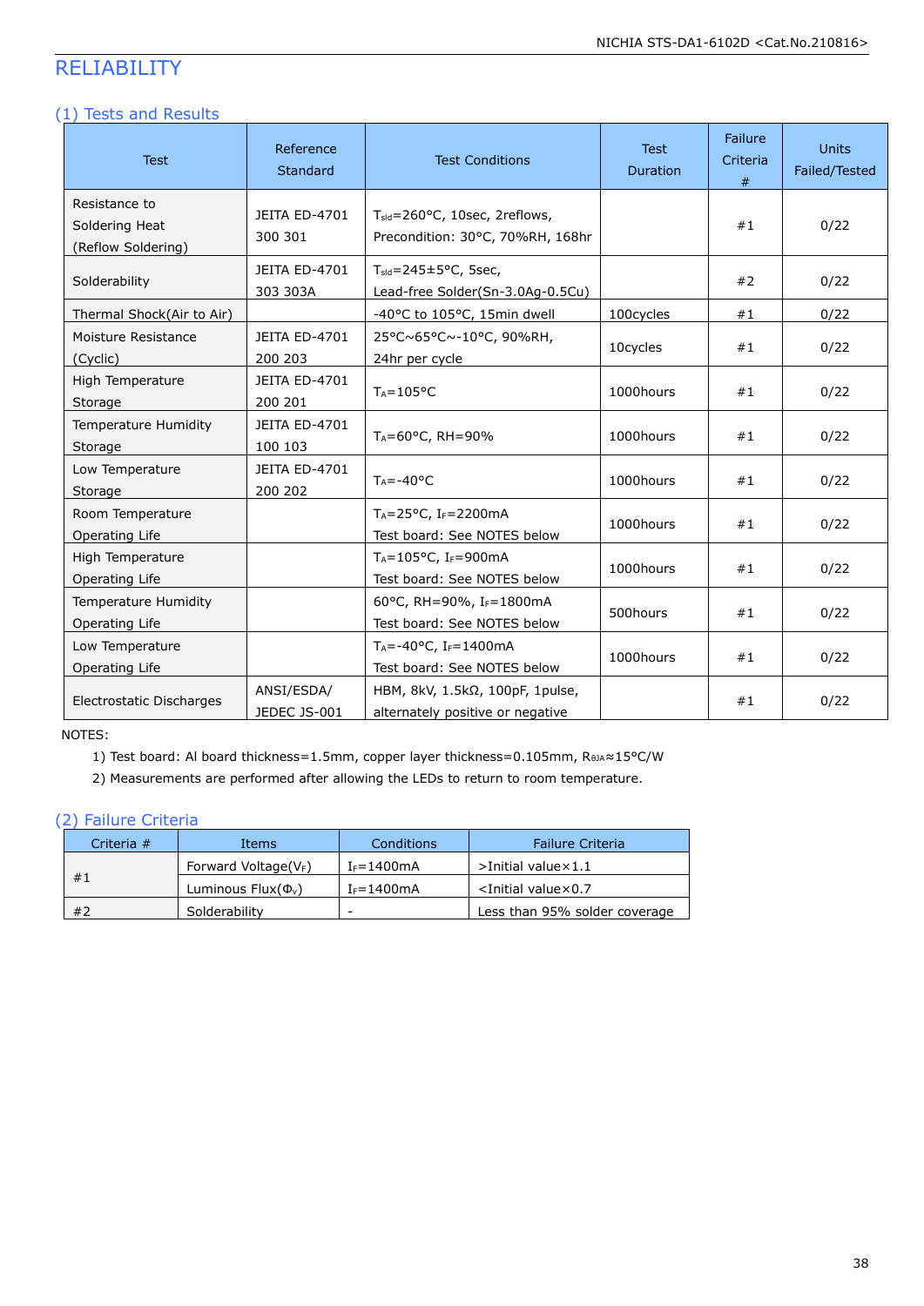# RELIABILITY

## (1) Tests and Results

| Test | Reference Standard | Test Conditions | Test Duration | Failure Criteria # | Units Failed/Tested |
|---|---|---|---|---|---|
| Resistance to Soldering Heat (Reflow Soldering) | JEITA ED-4701 300 301 | $T_{sld}$=260°C, 10sec, 2reflows, Precondition: 30°C, 70%RH, 168hr | | #1 | 0/22 |
| Solderability | JEITA ED-4701 303 303A | $T_{sld}$=245±5°C, 5sec, Lead-free Solder(Sn-3.0Ag-0.5Cu) | | #2 | 0/22 |
| Thermal Shock(Air to Air) | | -40°C to 105°C, 15min dwell | 100cycles | #1 | 0/22 |
| Moisture Resistance (Cyclic) | JEITA ED-4701 200 203 | 25°C~65°C~-10°C, 90%RH, 24hr per cycle | 10cycles | #1 | 0/22 |
| High Temperature Storage | JEITA ED-4701 200 201 | $T_A$=105°C | 1000hours | #1 | 0/22 |
| Temperature Humidity Storage | JEITA ED-4701 100 103 | $T_A$=60°C, RH=90% | 1000hours | #1 | 0/22 |
| Low Temperature Storage | JEITA ED-4701 200 202 | $T_A$=-40°C | 1000hours | #1 | 0/22 |
| Room Temperature Operating Life | | $T_A$=25°C, $I_F$=2200mA Test board: See NOTES below | 1000hours | #1 | 0/22 |
| High Temperature Operating Life | | $T_A$=105°C, $I_F$=900mA Test board: See NOTES below | 1000hours | #1 | 0/22 |
| Temperature Humidity Operating Life | | 60°C, RH=90%, $I_F$=1800mA Test board: See NOTES below | 500hours | #1 | 0/22 |
| Low Temperature Operating Life | | $T_A$=-40°C, $I_F$=1400mA Test board: See NOTES below | 1000hours | #1 | 0/22 |
| Electrostatic Discharges | ANSI/ESDA/ JEDEC JS-001 | HBM, 8kV, 1.5kΩ, 100pF, 1pulse, alternately positive or negative | | #1 | 0/22 |

NOTES:

1) Test board: Al board thickness=1.5mm, copper layer thickness=0.105mm, $R_{\theta JA}$≈15°C/W
2) Measurements are performed after allowing the LEDs to return to room temperature.

## (2) Failure Criteria

| Criteria # | Items | Conditions | Failure Criteria |
|---|---|---|---|
| #1 | Forward Voltage($V_F$) | $I_F$=1400mA | >Initial value×1.1 |
| | Luminous Flux($\Phi_v$) | $I_F$=1400mA | <Initial value×0.7 |
| #2 | Solderability | - | Less than 95% solder coverage |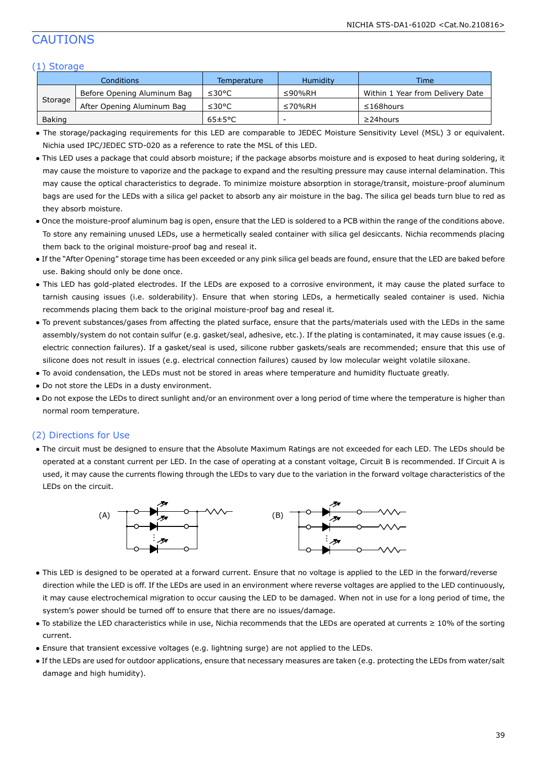# CAUTIONS

## (1) Storage

| Conditions | | Temperature | Humidity | Time |
|---|---|---|---|---|
| Storage | Before Opening Aluminum Bag | ≤30°C | ≤90%RH | Within 1 Year from Delivery Date |
| | After Opening Aluminum Bag | ≤30°C | ≤70%RH | ≤168hours |
| Baking | | 65±5°C | - | ≥24hours |

- The storage/packaging requirements for this LED are comparable to JEDEC Moisture Sensitivity Level (MSL) 3 or equivalent. Nichia used IPC/JEDEC STD-020 as a reference to rate the MSL of this LED.
- This LED uses a package that could absorb moisture; if the package absorbs moisture and is exposed to heat during soldering, it may cause the moisture to vaporize and the package to expand and the resulting pressure may cause internal delamination. This may cause the optical characteristics to degrade. To minimize moisture absorption in storage/transit, moisture-proof aluminum bags are used for the LEDs with a silica gel packet to absorb any air moisture in the bag. The silica gel beads turn blue to red as they absorb moisture.
- Once the moisture-proof aluminum bag is open, ensure that the LED is soldered to a PCB within the range of the conditions above. To store any remaining unused LEDs, use a hermetically sealed container with silica gel desiccants. Nichia recommends placing them back to the original moisture-proof bag and reseal it.
- If the "After Opening" storage time has been exceeded or any pink silica gel beads are found, ensure that the LED are baked before use. Baking should only be done once.
- This LED has gold-plated electrodes. If the LEDs are exposed to a corrosive environment, it may cause the plated surface to tarnish causing issues (i.e. solderability). Ensure that when storing LEDs, a hermetically sealed container is used. Nichia recommends placing them back to the original moisture-proof bag and reseal it.
- To prevent substances/gases from affecting the plated surface, ensure that the parts/materials used with the LEDs in the same assembly/system do not contain sulfur (e.g. gasket/seal, adhesive, etc.). If the plating is contaminated, it may cause issues (e.g. electric connection failures). If a gasket/seal is used, silicone rubber gaskets/seals are recommended; ensure that this use of silicone does not result in issues (e.g. electrical connection failures) caused by low molecular weight volatile siloxane.
- To avoid condensation, the LEDs must not be stored in areas where temperature and humidity fluctuate greatly.
- Do not store the LEDs in a dusty environment.
- Do not expose the LEDs to direct sunlight and/or an environment over a long period of time where the temperature is higher than normal room temperature.

## (2) Directions for Use

- The circuit must be designed to ensure that the Absolute Maximum Ratings are not exceeded for each LED. The LEDs should be operated at a constant current per LED. In the case of operating at a constant voltage, Circuit B is recommended. If Circuit A is used, it may cause the currents flowing through the LEDs to vary due to the variation in the forward voltage characteristics of the LEDs on the circuit.

(A) (B)

- This LED is designed to be operated at a forward current. Ensure that no voltage is applied to the LED in the forward/reverse direction while the LED is off. If the LEDs are used in an environment where reverse voltages are applied to the LED continuously, it may cause electrochemical migration to occur causing the LED to be damaged. When not in use for a long period of time, the system's power should be turned off to ensure that there are no issues/damage.
- To stabilize the LED characteristics while in use, Nichia recommends that the LEDs are operated at currents ≥ 10% of the sorting current.
- Ensure that transient excessive voltages (e.g. lightning surge) are not applied to the LEDs.
- If the LEDs are used for outdoor applications, ensure that necessary measures are taken (e.g. protecting the LEDs from water/salt damage and high humidity).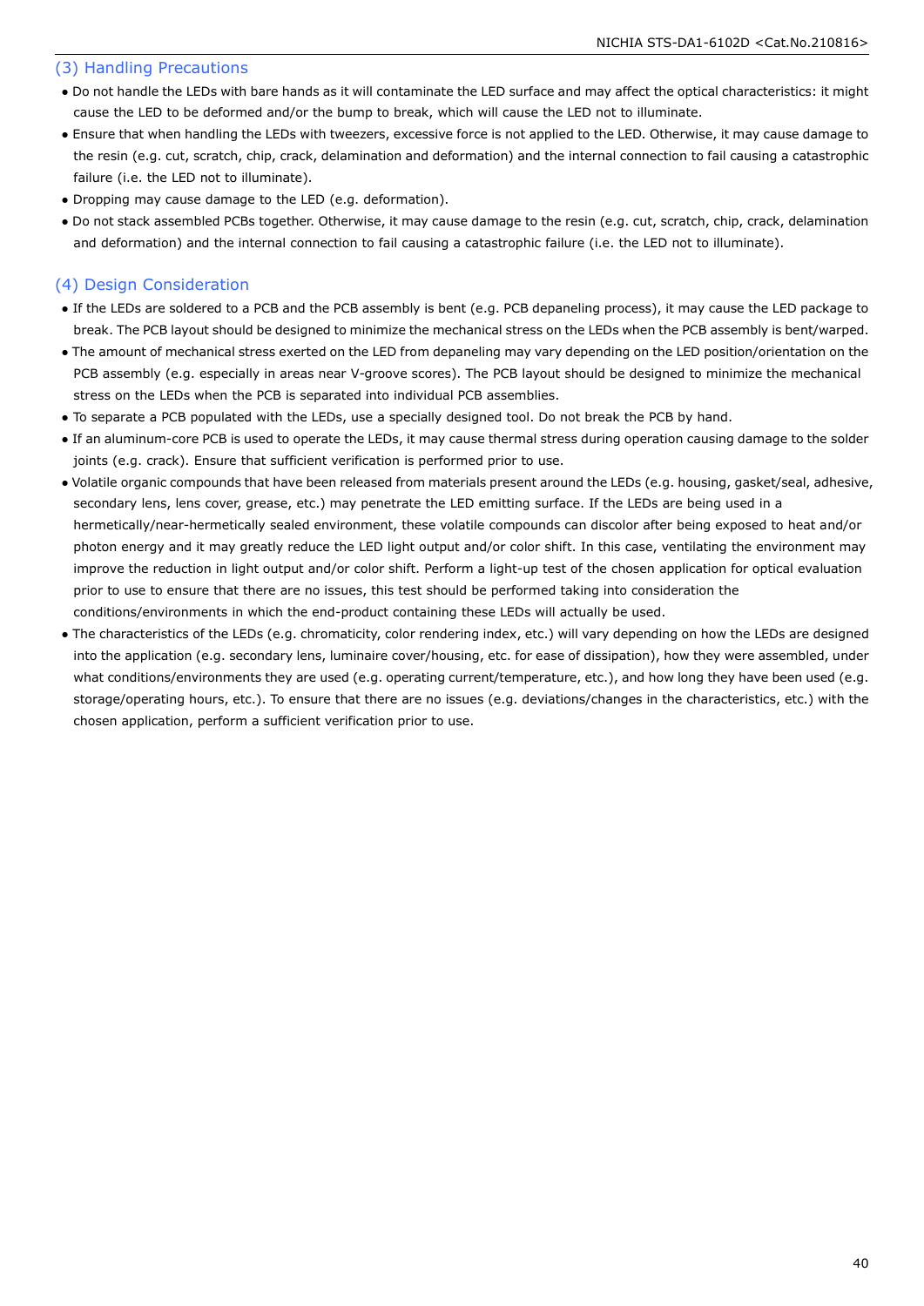### (3) Handling Precautions

- Do not handle the LEDs with bare hands as it will contaminate the LED surface and may affect the optical characteristics: it might cause the LED to be deformed and/or the bump to break, which will cause the LED not to illuminate.
- Ensure that when handling the LEDs with tweezers, excessive force is not applied to the LED. Otherwise, it may cause damage to the resin (e.g. cut, scratch, chip, crack, delamination and deformation) and the internal connection to fail causing a catastrophic failure (i.e. the LED not to illuminate).
- Dropping may cause damage to the LED (e.g. deformation).
- Do not stack assembled PCBs together. Otherwise, it may cause damage to the resin (e.g. cut, scratch, chip, crack, delamination and deformation) and the internal connection to fail causing a catastrophic failure (i.e. the LED not to illuminate).

### (4) Design Consideration

- If the LEDs are soldered to a PCB and the PCB assembly is bent (e.g. PCB depaneling process), it may cause the LED package to break. The PCB layout should be designed to minimize the mechanical stress on the LEDs when the PCB assembly is bent/warped.
- The amount of mechanical stress exerted on the LED from depaneling may vary depending on the LED position/orientation on the PCB assembly (e.g. especially in areas near V-groove scores). The PCB layout should be designed to minimize the mechanical stress on the LEDs when the PCB is separated into individual PCB assemblies.
- To separate a PCB populated with the LEDs, use a specially designed tool. Do not break the PCB by hand.
- If an aluminum-core PCB is used to operate the LEDs, it may cause thermal stress during operation causing damage to the solder joints (e.g. crack). Ensure that sufficient verification is performed prior to use.
- Volatile organic compounds that have been released from materials present around the LEDs (e.g. housing, gasket/seal, adhesive, secondary lens, lens cover, grease, etc.) may penetrate the LED emitting surface. If the LEDs are being used in a hermetically/near-hermetically sealed environment, these volatile compounds can discolor after being exposed to heat and/or photon energy and it may greatly reduce the LED light output and/or color shift. In this case, ventilating the environment may improve the reduction in light output and/or color shift. Perform a light-up test of the chosen application for optical evaluation prior to use to ensure that there are no issues, this test should be performed taking into consideration the conditions/environments in which the end-product containing these LEDs will actually be used.
- The characteristics of the LEDs (e.g. chromaticity, color rendering index, etc.) will vary depending on how the LEDs are designed into the application (e.g. secondary lens, luminaire cover/housing, etc. for ease of dissipation), how they were assembled, under what conditions/environments they are used (e.g. operating current/temperature, etc.), and how long they have been used (e.g. storage/operating hours, etc.). To ensure that there are no issues (e.g. deviations/changes in the characteristics, etc.) with the chosen application, perform a sufficient verification prior to use.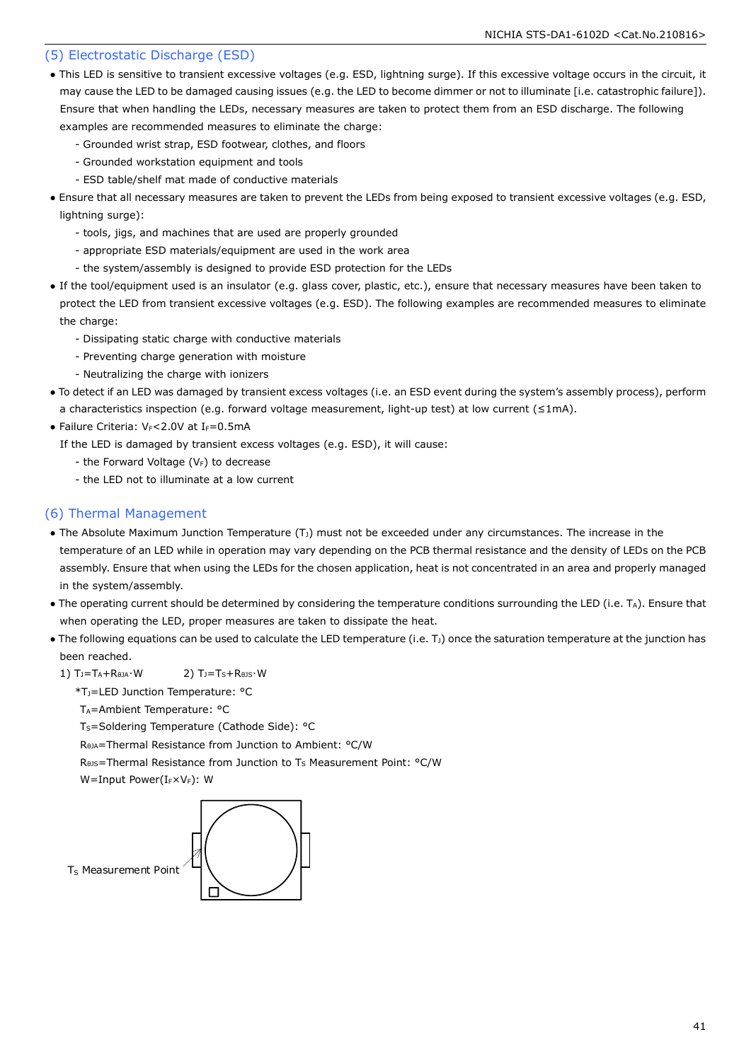## (5) Electrostatic Discharge (ESD)

- This LED is sensitive to transient excessive voltages (e.g. ESD, lightning surge). If this excessive voltage occurs in the circuit, it may cause the LED to be damaged causing issues (e.g. the LED to become dimmer or not to illuminate [i.e. catastrophic failure]). Ensure that when handling the LEDs, necessary measures are taken to protect them from an ESD discharge. The following examples are recommended measures to eliminate the charge:
  - Grounded wrist strap, ESD footwear, clothes, and floors
  - Grounded workstation equipment and tools
  - ESD table/shelf mat made of conductive materials
- Ensure that all necessary measures are taken to prevent the LEDs from being exposed to transient excessive voltages (e.g. ESD, lightning surge):
  - tools, jigs, and machines that are used are properly grounded
  - appropriate ESD materials/equipment are used in the work area
  - the system/assembly is designed to provide ESD protection for the LEDs
- If the tool/equipment used is an insulator (e.g. glass cover, plastic, etc.), ensure that necessary measures have been taken to protect the LED from transient excessive voltages (e.g. ESD). The following examples are recommended measures to eliminate the charge:
  - Dissipating static charge with conductive materials
  - Preventing charge generation with moisture
  - Neutralizing the charge with ionizers
- To detect if an LED was damaged by transient excess voltages (i.e. an ESD event during the system's assembly process), perform a characteristics inspection (e.g. forward voltage measurement, light-up test) at low current (≤1mA).
- Failure Criteria: $V_F$<2.0V at $I_F$=0.5mA

  If the LED is damaged by transient excess voltages (e.g. ESD), it will cause:
  - the Forward Voltage ($V_F$) to decrease
  - the LED not to illuminate at a low current

## (6) Thermal Management

- The Absolute Maximum Junction Temperature ($T_J$) must not be exceeded under any circumstances. The increase in the temperature of an LED while in operation may vary depending on the PCB thermal resistance and the density of LEDs on the PCB assembly. Ensure that when using the LEDs for the chosen application, heat is not concentrated in an area and properly managed in the system/assembly.
- The operating current should be determined by considering the temperature conditions surrounding the LED (i.e. $T_A$). Ensure that when operating the LED, proper measures are taken to dissipate the heat.
- The following equations can be used to calculate the LED temperature (i.e. $T_J$) once the saturation temperature at the junction has been reached.

  1) $T_J=T_A+R_{\theta JA}\cdot W$　　　2) $T_J=T_S+R_{\theta JS}\cdot W$

  *$T_J$=LED Junction Temperature: °C

  $T_A$=Ambient Temperature: °C

  $T_S$=Soldering Temperature (Cathode Side): °C

  $R_{\theta JA}$=Thermal Resistance from Junction to Ambient: °C/W

  $R_{\theta JS}$=Thermal Resistance from Junction to $T_S$ Measurement Point: °C/W

  W=Input Power($I_F$×$V_F$): W

$T_S$ Measurement Point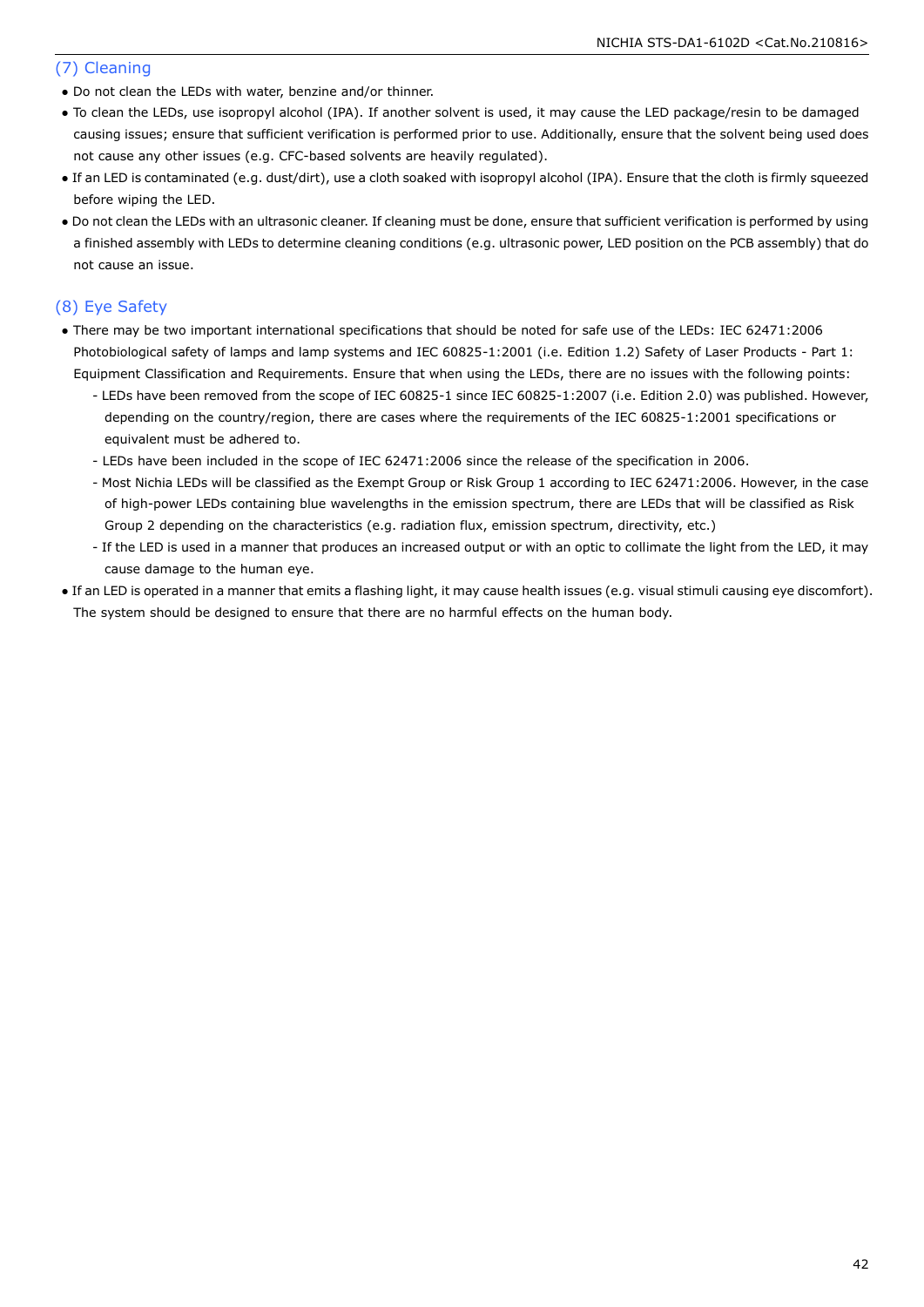## (7) Cleaning

- Do not clean the LEDs with water, benzine and/or thinner.
- To clean the LEDs, use isopropyl alcohol (IPA). If another solvent is used, it may cause the LED package/resin to be damaged causing issues; ensure that sufficient verification is performed prior to use. Additionally, ensure that the solvent being used does not cause any other issues (e.g. CFC-based solvents are heavily regulated).
- If an LED is contaminated (e.g. dust/dirt), use a cloth soaked with isopropyl alcohol (IPA). Ensure that the cloth is firmly squeezed before wiping the LED.
- Do not clean the LEDs with an ultrasonic cleaner. If cleaning must be done, ensure that sufficient verification is performed by using a finished assembly with LEDs to determine cleaning conditions (e.g. ultrasonic power, LED position on the PCB assembly) that do not cause an issue.

## (8) Eye Safety

- There may be two important international specifications that should be noted for safe use of the LEDs: IEC 62471:2006 Photobiological safety of lamps and lamp systems and IEC 60825-1:2001 (i.e. Edition 1.2) Safety of Laser Products - Part 1: Equipment Classification and Requirements. Ensure that when using the LEDs, there are no issues with the following points:
  - LEDs have been removed from the scope of IEC 60825-1 since IEC 60825-1:2007 (i.e. Edition 2.0) was published. However, depending on the country/region, there are cases where the requirements of the IEC 60825-1:2001 specifications or equivalent must be adhered to.
  - LEDs have been included in the scope of IEC 62471:2006 since the release of the specification in 2006.
  - Most Nichia LEDs will be classified as the Exempt Group or Risk Group 1 according to IEC 62471:2006. However, in the case of high-power LEDs containing blue wavelengths in the emission spectrum, there are LEDs that will be classified as Risk Group 2 depending on the characteristics (e.g. radiation flux, emission spectrum, directivity, etc.)
  - If the LED is used in a manner that produces an increased output or with an optic to collimate the light from the LED, it may cause damage to the human eye.
- If an LED is operated in a manner that emits a flashing light, it may cause health issues (e.g. visual stimuli causing eye discomfort). The system should be designed to ensure that there are no harmful effects on the human body.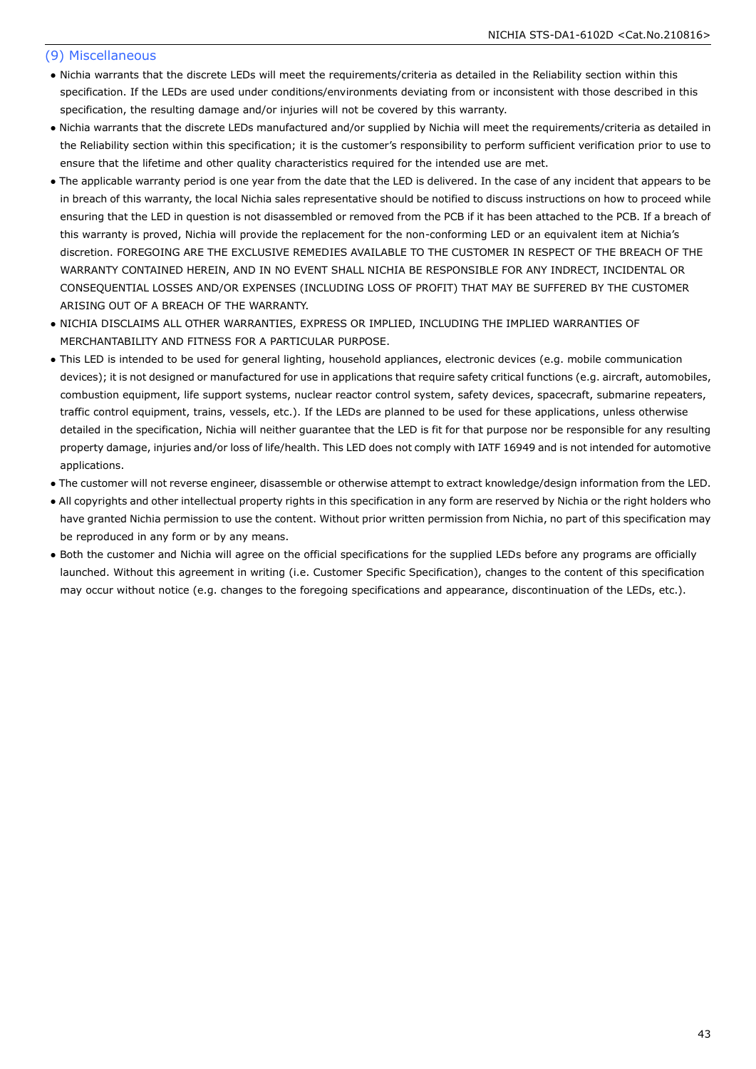## (9) Miscellaneous

- Nichia warrants that the discrete LEDs will meet the requirements/criteria as detailed in the Reliability section within this specification. If the LEDs are used under conditions/environments deviating from or inconsistent with those described in this specification, the resulting damage and/or injuries will not be covered by this warranty.
- Nichia warrants that the discrete LEDs manufactured and/or supplied by Nichia will meet the requirements/criteria as detailed in the Reliability section within this specification; it is the customer's responsibility to perform sufficient verification prior to use to ensure that the lifetime and other quality characteristics required for the intended use are met.
- The applicable warranty period is one year from the date that the LED is delivered. In the case of any incident that appears to be in breach of this warranty, the local Nichia sales representative should be notified to discuss instructions on how to proceed while ensuring that the LED in question is not disassembled or removed from the PCB if it has been attached to the PCB. If a breach of this warranty is proved, Nichia will provide the replacement for the non-conforming LED or an equivalent item at Nichia's discretion. FOREGOING ARE THE EXCLUSIVE REMEDIES AVAILABLE TO THE CUSTOMER IN RESPECT OF THE BREACH OF THE WARRANTY CONTAINED HEREIN, AND IN NO EVENT SHALL NICHIA BE RESPONSIBLE FOR ANY INDRECT, INCIDENTAL OR CONSEQUENTIAL LOSSES AND/OR EXPENSES (INCLUDING LOSS OF PROFIT) THAT MAY BE SUFFERED BY THE CUSTOMER ARISING OUT OF A BREACH OF THE WARRANTY.
- NICHIA DISCLAIMS ALL OTHER WARRANTIES, EXPRESS OR IMPLIED, INCLUDING THE IMPLIED WARRANTIES OF MERCHANTABILITY AND FITNESS FOR A PARTICULAR PURPOSE.
- This LED is intended to be used for general lighting, household appliances, electronic devices (e.g. mobile communication devices); it is not designed or manufactured for use in applications that require safety critical functions (e.g. aircraft, automobiles, combustion equipment, life support systems, nuclear reactor control system, safety devices, spacecraft, submarine repeaters, traffic control equipment, trains, vessels, etc.). If the LEDs are planned to be used for these applications, unless otherwise detailed in the specification, Nichia will neither guarantee that the LED is fit for that purpose nor be responsible for any resulting property damage, injuries and/or loss of life/health. This LED does not comply with IATF 16949 and is not intended for automotive applications.
- The customer will not reverse engineer, disassemble or otherwise attempt to extract knowledge/design information from the LED.
- All copyrights and other intellectual property rights in this specification in any form are reserved by Nichia or the right holders who have granted Nichia permission to use the content. Without prior written permission from Nichia, no part of this specification may be reproduced in any form or by any means.
- Both the customer and Nichia will agree on the official specifications for the supplied LEDs before any programs are officially launched. Without this agreement in writing (i.e. Customer Specific Specification), changes to the content of this specification may occur without notice (e.g. changes to the foregoing specifications and appearance, discontinuation of the LEDs, etc.).